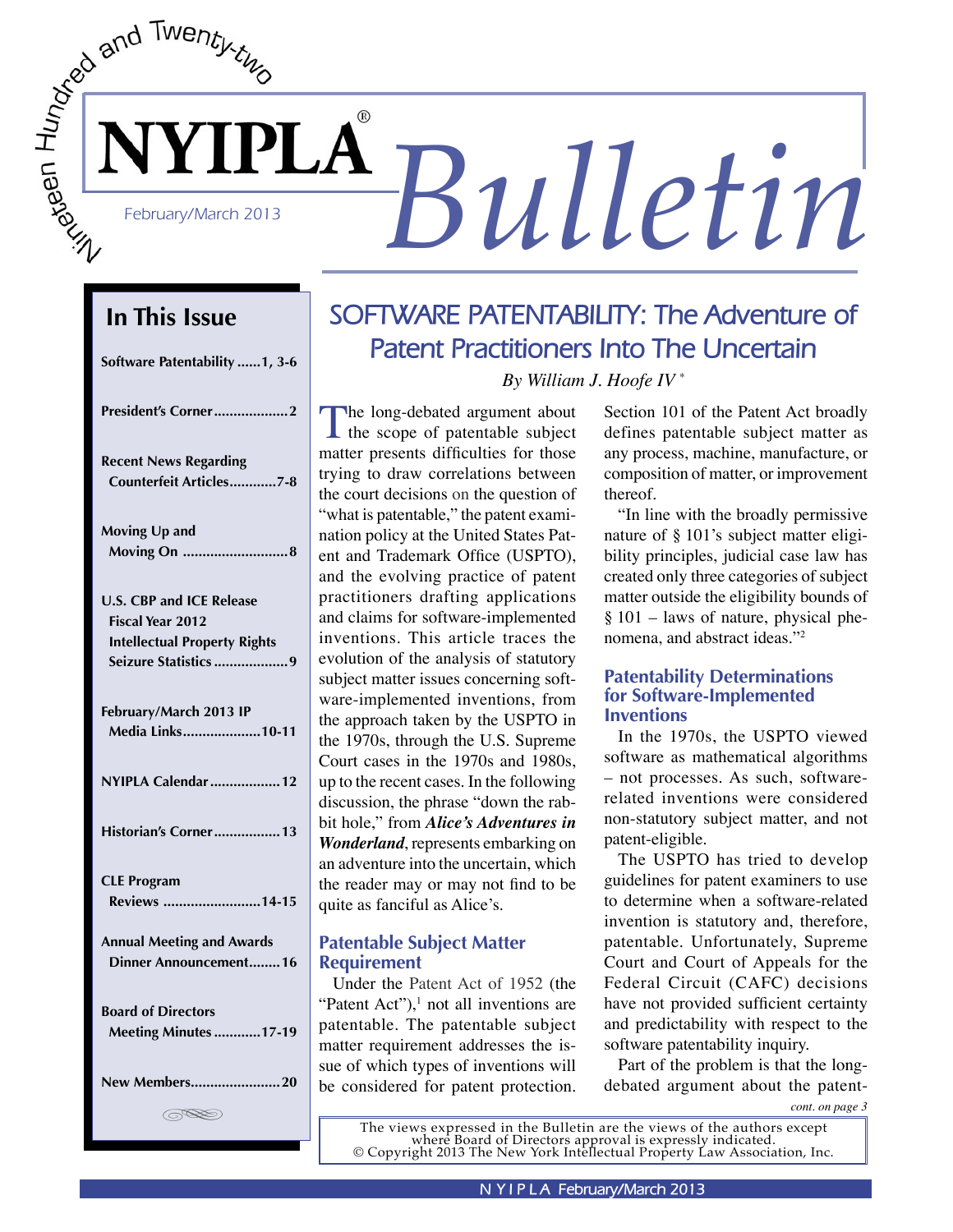# NYIPLA® Bulletin

February/March 2013

## In This Issue

- Software Patentability ......1, 3-6
- President's Corner ..................2
- Recent News Regarding Counterfeit Articles............7-8
- Moving Up and Moving On ..........................8
- U.S. CBP and ICE Release Fiscal Year 2012 Intellectual Property Rights Seizure Statistics ..................9
- February/March 2013 IP Media Links...................10-11
- NYIPLA Calendar .................12
- Historian's Corner.................13
- CLE Program Reviews ........................14-15
- Annual Meeting and Awards Dinner Announcement........16
- Board of Directors Meeting Minutes ............17-19
- New Members......................20

# SOFTWARE PATENTABILITY: The Adventure of Patent Practitioners Into The Uncertain

*By William J. Hoofe IV* *

The long-debated argument about the scope of patentable subject matter presents difficulties for those trying to draw correlations between the court decisions on the question of "what is patentable," the patent examination policy at the United States Patent and Trademark Office (USPTO), and the evolving practice of patent practitioners drafting applications and claims for software-implemented inventions. This article traces the evolution of the analysis of statutory subject matter issues concerning software-implemented inventions, from the approach taken by the USPTO in the 1970s, through the U.S. Supreme Court cases in the 1970s and 1980s, up to the recent cases. In the following discussion, the phrase "down the rabbit hole," from ***Alice's Adventures in Wonderland***, represents embarking on an adventure into the uncertain, which the reader may or may not find to be quite as fanciful as Alice's.

## Patentable Subject Matter Requirement

Under the Patent Act of 1952 (the "Patent Act"),[1] not all inventions are patentable. The patentable subject matter requirement addresses the issue of which types of inventions will be considered for patent protection. Section 101 of the Patent Act broadly defines patentable subject matter as any process, machine, manufacture, or composition of matter, or improvement thereof.

"In line with the broadly permissive nature of § 101's subject matter eligibility principles, judicial case law has created only three categories of subject matter outside the eligibility bounds of § 101 – laws of nature, physical phenomena, and abstract ideas."[2]

## Patentability Determinations for Software-Implemented Inventions

In the 1970s, the USPTO viewed software as mathematical algorithms – not processes. As such, software-related inventions were considered non-statutory subject matter, and not patent-eligible.

The USPTO has tried to develop guidelines for patent examiners to use to determine when a software-related invention is statutory and, therefore, patentable. Unfortunately, Supreme Court and Court of Appeals for the Federal Circuit (CAFC) decisions have not provided sufficient certainty and predictability with respect to the software patentability inquiry.

Part of the problem is that the long-debated argument about the patent-

*cont. on page 3*

The views expressed in the Bulletin are the views of the authors except where Board of Directors approval is expressly indicated.
© Copyright 2013 The New York Intellectual Property Law Association, Inc.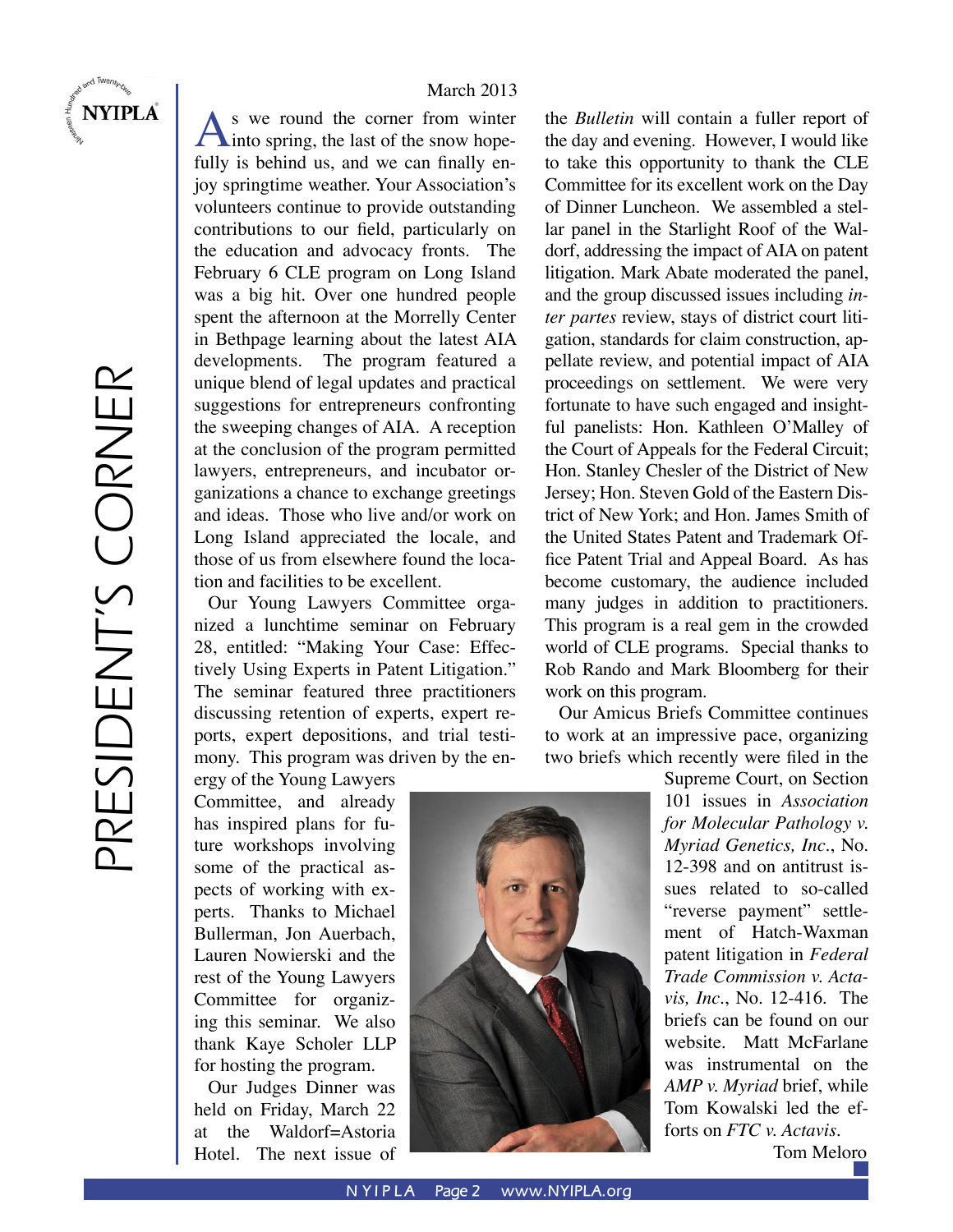# PRESIDENT'S CORNER

March 2013

As we round the corner from winter into spring, the last of the snow hopefully is behind us, and we can finally enjoy springtime weather. Your Association's volunteers continue to provide outstanding contributions to our field, particularly on the education and advocacy fronts. The February 6 CLE program on Long Island was a big hit. Over one hundred people spent the afternoon at the Morrelly Center in Bethpage learning about the latest AIA developments. The program featured a unique blend of legal updates and practical suggestions for entrepreneurs confronting the sweeping changes of AIA. A reception at the conclusion of the program permitted lawyers, entrepreneurs, and incubator organizations a chance to exchange greetings and ideas. Those who live and/or work on Long Island appreciated the locale, and those of us from elsewhere found the location and facilities to be excellent.

Our Young Lawyers Committee organized a lunchtime seminar on February 28, entitled: "Making Your Case: Effectively Using Experts in Patent Litigation." The seminar featured three practitioners discussing retention of experts, expert reports, expert depositions, and trial testimony. This program was driven by the energy of the Young Lawyers Committee, and already has inspired plans for future workshops involving some of the practical aspects of working with experts. Thanks to Michael Bullerman, Jon Auerbach, Lauren Nowierski and the rest of the Young Lawyers Committee for organizing this seminar. We also thank Kaye Scholer LLP for hosting the program.

Our Judges Dinner was held on Friday, March 22 at the Waldorf=Astoria Hotel. The next issue of the *Bulletin* will contain a fuller report of the day and evening. However, I would like to take this opportunity to thank the CLE Committee for its excellent work on the Day of Dinner Luncheon. We assembled a stellar panel in the Starlight Roof of the Waldorf, addressing the impact of AIA on patent litigation. Mark Abate moderated the panel, and the group discussed issues including *inter partes* review, stays of district court litigation, standards for claim construction, appellate review, and potential impact of AIA proceedings on settlement. We were very fortunate to have such engaged and insightful panelists: Hon. Kathleen O'Malley of the Court of Appeals for the Federal Circuit; Hon. Stanley Chesler of the District of New Jersey; Hon. Steven Gold of the Eastern District of New York; and Hon. James Smith of the United States Patent and Trademark Office Patent Trial and Appeal Board. As has become customary, the audience included many judges in addition to practitioners. This program is a real gem in the crowded world of CLE programs. Special thanks to Rob Rando and Mark Bloomberg for their work on this program.

Our Amicus Briefs Committee continues to work at an impressive pace, organizing two briefs which recently were filed in the Supreme Court, on Section 101 issues in *Association for Molecular Pathology v. Myriad Genetics, Inc.*, No. 12-398 and on antitrust issues related to so-called "reverse payment" settlement of Hatch-Waxman patent litigation in *Federal Trade Commission v. Actavis, Inc.*, No. 12-416. The briefs can be found on our website. Matt McFarlane was instrumental on the *AMP v. Myriad* brief, while Tom Kowalski led the efforts on *FTC v. Actavis*.

Tom Meloro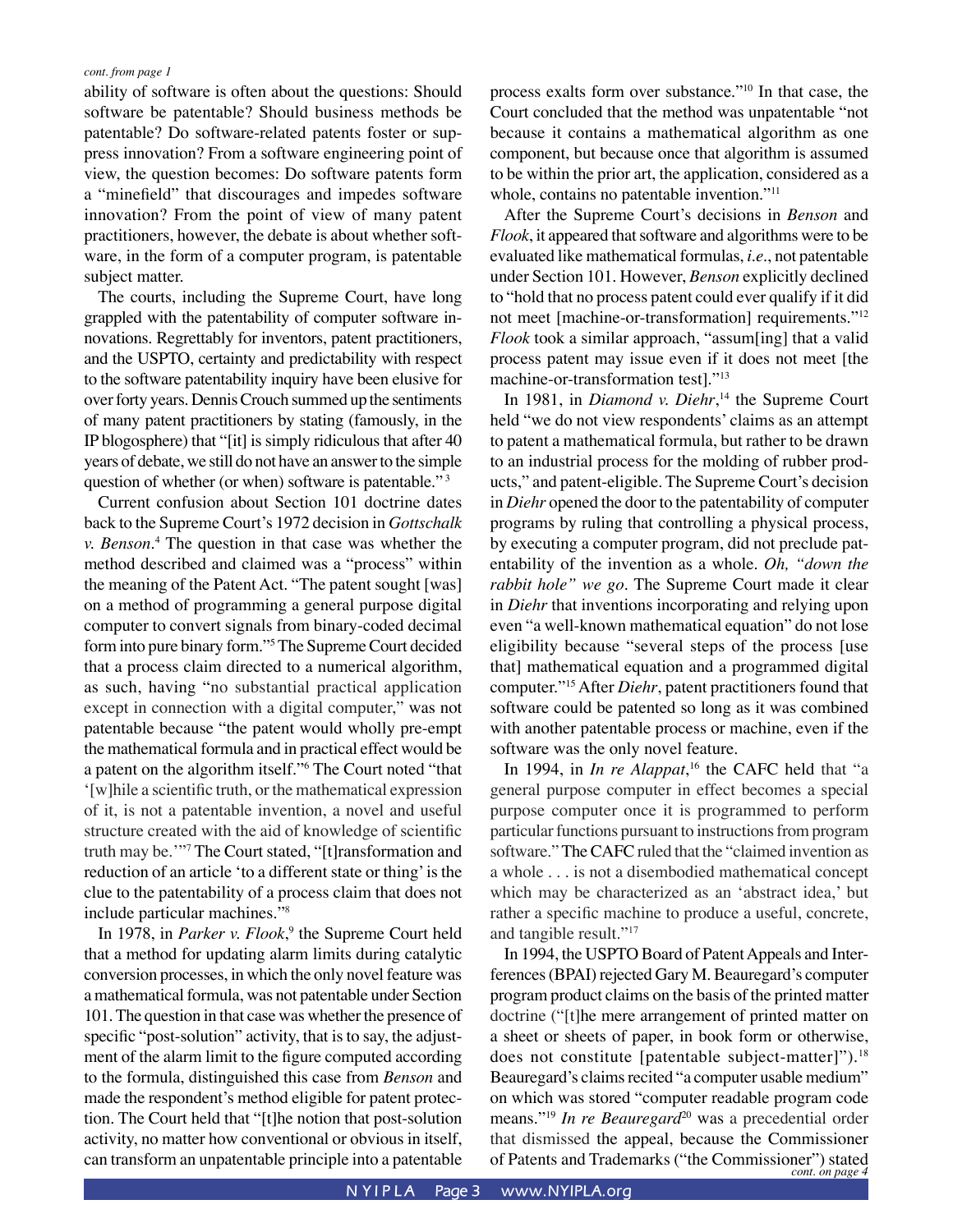*cont. from page 1*

ability of software is often about the questions: Should software be patentable? Should business methods be patentable? Do software-related patents foster or suppress innovation? From a software engineering point of view, the question becomes: Do software patents form a "minefield" that discourages and impedes software innovation? From the point of view of many patent practitioners, however, the debate is about whether software, in the form of a computer program, is patentable subject matter.

The courts, including the Supreme Court, have long grappled with the patentability of computer software innovations. Regrettably for inventors, patent practitioners, and the USPTO, certainty and predictability with respect to the software patentability inquiry have been elusive for over forty years. Dennis Crouch summed up the sentiments of many patent practitioners by stating (famously, in the IP blogosphere) that "[it] is simply ridiculous that after 40 years of debate, we still do not have an answer to the simple question of whether (or when) software is patentable."[3]

Current confusion about Section 101 doctrine dates back to the Supreme Court's 1972 decision in *Gottschalk v. Benson*.[4] The question in that case was whether the method described and claimed was a "process" within the meaning of the Patent Act. "The patent sought [was] on a method of programming a general purpose digital computer to convert signals from binary-coded decimal form into pure binary form."[5] The Supreme Court decided that a process claim directed to a numerical algorithm, as such, having "no substantial practical application except in connection with a digital computer," was not patentable because "the patent would wholly pre-empt the mathematical formula and in practical effect would be a patent on the algorithm itself."[6] The Court noted "that '[w]hile a scientific truth, or the mathematical expression of it, is not a patentable invention, a novel and useful structure created with the aid of knowledge of scientific truth may be.'"[7] The Court stated, "[t]ransformation and reduction of an article 'to a different state or thing' is the clue to the patentability of a process claim that does not include particular machines."[8]

In 1978, in *Parker v. Flook*,[9] the Supreme Court held that a method for updating alarm limits during catalytic conversion processes, in which the only novel feature was a mathematical formula, was not patentable under Section 101. The question in that case was whether the presence of specific "post-solution" activity, that is to say, the adjustment of the alarm limit to the figure computed according to the formula, distinguished this case from *Benson* and made the respondent's method eligible for patent protection. The Court held that "[t]he notion that post-solution activity, no matter how conventional or obvious in itself, can transform an unpatentable principle into a patentable process exalts form over substance."[10] In that case, the Court concluded that the method was unpatentable "not because it contains a mathematical algorithm as one component, but because once that algorithm is assumed to be within the prior art, the application, considered as a whole, contains no patentable invention."[11]

After the Supreme Court's decisions in *Benson* and *Flook*, it appeared that software and algorithms were to be evaluated like mathematical formulas, *i.e.*, not patentable under Section 101. However, *Benson* explicitly declined to "hold that no process patent could ever qualify if it did not meet [machine-or-transformation] requirements."[12] *Flook* took a similar approach, "assum[ing] that a valid process patent may issue even if it does not meet [the machine-or-transformation test]."[13]

In 1981, in *Diamond v. Diehr*,[14] the Supreme Court held "we do not view respondents' claims as an attempt to patent a mathematical formula, but rather to be drawn to an industrial process for the molding of rubber products," and patent-eligible. The Supreme Court's decision in *Diehr* opened the door to the patentability of computer programs by ruling that controlling a physical process, by executing a computer program, did not preclude patentability of the invention as a whole. *Oh, "down the rabbit hole" we go*. The Supreme Court made it clear in *Diehr* that inventions incorporating and relying upon even "a well-known mathematical equation" do not lose eligibility because "several steps of the process [use that] mathematical equation and a programmed digital computer."[15] After *Diehr*, patent practitioners found that software could be patented so long as it was combined with another patentable process or machine, even if the software was the only novel feature.

In 1994, in *In re Alappat*,[16] the CAFC held that "a general purpose computer in effect becomes a special purpose computer once it is programmed to perform particular functions pursuant to instructions from program software." The CAFC ruled that the "claimed invention as a whole . . . is not a disembodied mathematical concept which may be characterized as an 'abstract idea,' but rather a specific machine to produce a useful, concrete, and tangible result."[17]

In 1994, the USPTO Board of Patent Appeals and Interferences (BPAI) rejected Gary M. Beauregard's computer program product claims on the basis of the printed matter doctrine ("[t]he mere arrangement of printed matter on a sheet or sheets of paper, in book form or otherwise, does not constitute [patentable subject-matter]").[18] Beauregard's claims recited "a computer usable medium" on which was stored "computer readable program code means."[19] *In re Beauregard*[20] was a precedential order that dismissed the appeal, because the Commissioner of Patents and Trademarks ("the Commissioner") stated

*cont. on page 4*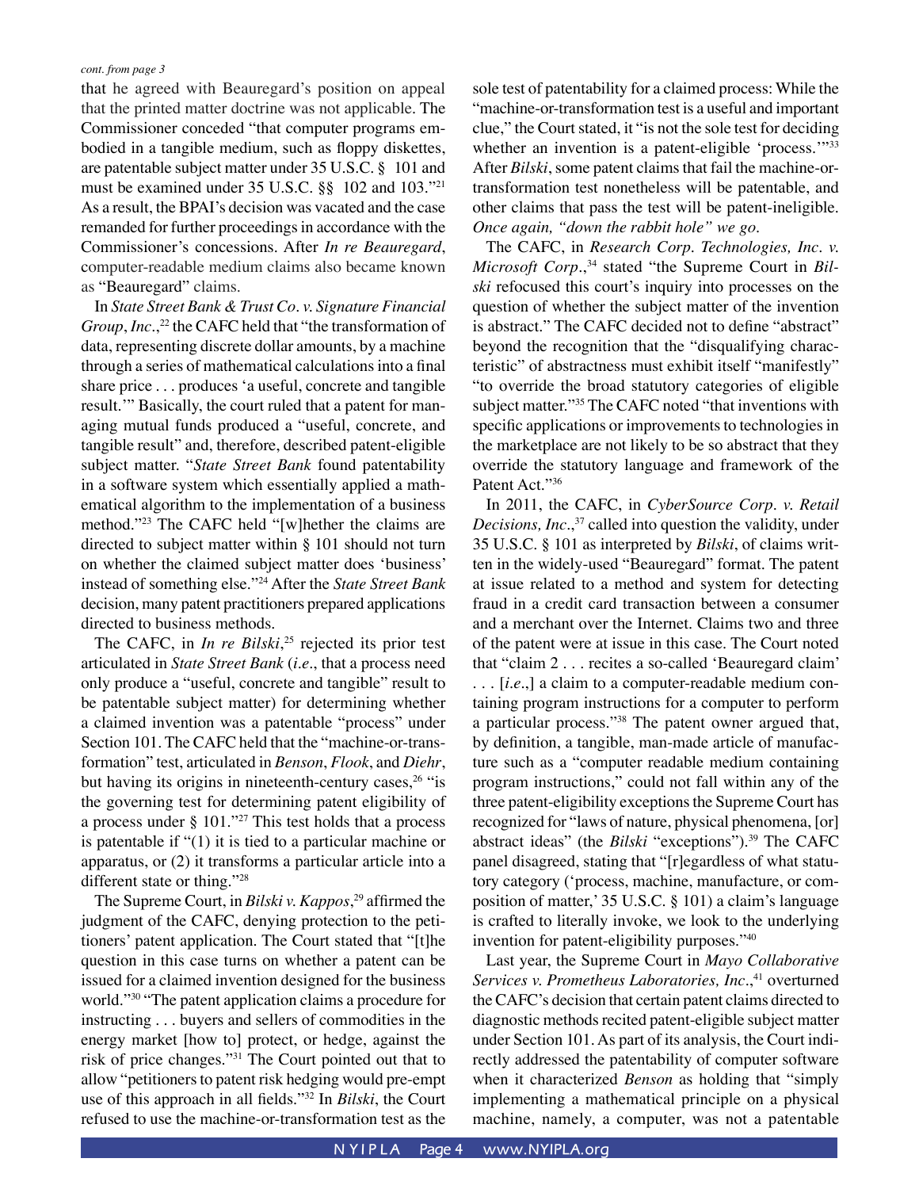*cont. from page 3*

that he agreed with Beauregard's position on appeal that the printed matter doctrine was not applicable. The Commissioner conceded "that computer programs embodied in a tangible medium, such as floppy diskettes, are patentable subject matter under 35 U.S.C. § 101 and must be examined under 35 U.S.C. §§ 102 and 103."[21] As a result, the BPAI's decision was vacated and the case remanded for further proceedings in accordance with the Commissioner's concessions. After *In re Beauregard*, computer-readable medium claims also became known as "Beauregard" claims.

In *State Street Bank & Trust Co. v. Signature Financial Group, Inc.*,[22] the CAFC held that "the transformation of data, representing discrete dollar amounts, by a machine through a series of mathematical calculations into a final share price . . . produces 'a useful, concrete and tangible result.'" Basically, the court ruled that a patent for managing mutual funds produced a "useful, concrete, and tangible result" and, therefore, described patent-eligible subject matter. "*State Street Bank* found patentability in a software system which essentially applied a mathematical algorithm to the implementation of a business method."[23] The CAFC held "[w]hether the claims are directed to subject matter within § 101 should not turn on whether the claimed subject matter does 'business' instead of something else."[24] After the *State Street Bank* decision, many patent practitioners prepared applications directed to business methods.

The CAFC, in *In re Bilski*,[25] rejected its prior test articulated in *State Street Bank* (*i.e.*, that a process need only produce a "useful, concrete and tangible" result to be patentable subject matter) for determining whether a claimed invention was a patentable "process" under Section 101. The CAFC held that the "machine-or-transformation" test, articulated in *Benson*, *Flook*, and *Diehr*, but having its origins in nineteenth-century cases,[26] "is the governing test for determining patent eligibility of a process under § 101."[27] This test holds that a process is patentable if "(1) it is tied to a particular machine or apparatus, or (2) it transforms a particular article into a different state or thing."[28]

The Supreme Court, in *Bilski v. Kappos*,[29] affirmed the judgment of the CAFC, denying protection to the petitioners' patent application. The Court stated that "[t]he question in this case turns on whether a patent can be issued for a claimed invention designed for the business world."[30] "The patent application claims a procedure for instructing . . . buyers and sellers of commodities in the energy market [how to] protect, or hedge, against the risk of price changes."[31] The Court pointed out that to allow "petitioners to patent risk hedging would pre-empt use of this approach in all fields."[32] In *Bilski*, the Court refused to use the machine-or-transformation test as the sole test of patentability for a claimed process: While the "machine-or-transformation test is a useful and important clue," the Court stated, it "is not the sole test for deciding whether an invention is a patent-eligible 'process.'"[33] After *Bilski*, some patent claims that fail the machine-or-transformation test nonetheless will be patentable, and other claims that pass the test will be patent-ineligible. *Once again, "down the rabbit hole" we go.*

The CAFC, in *Research Corp. Technologies, Inc. v. Microsoft Corp.*,[34] stated "the Supreme Court in *Bilski* refocused this court's inquiry into processes on the question of whether the subject matter of the invention is abstract." The CAFC decided not to define "abstract" beyond the recognition that the "disqualifying characteristic" of abstractness must exhibit itself "manifestly" "to override the broad statutory categories of eligible subject matter."[35] The CAFC noted "that inventions with specific applications or improvements to technologies in the marketplace are not likely to be so abstract that they override the statutory language and framework of the Patent Act."[36]

In 2011, the CAFC, in *CyberSource Corp. v. Retail Decisions, Inc.*,[37] called into question the validity, under 35 U.S.C. § 101 as interpreted by *Bilski*, of claims written in the widely-used "Beauregard" format. The patent at issue related to a method and system for detecting fraud in a credit card transaction between a consumer and a merchant over the Internet. Claims two and three of the patent were at issue in this case. The Court noted that "claim 2 . . . recites a so-called 'Beauregard claim' . . . [*i.e.*,] a claim to a computer-readable medium containing program instructions for a computer to perform a particular process."[38] The patent owner argued that, by definition, a tangible, man-made article of manufacture such as a "computer readable medium containing program instructions," could not fall within any of the three patent-eligibility exceptions the Supreme Court has recognized for "laws of nature, physical phenomena, [or] abstract ideas" (the *Bilski* "exceptions").[39] The CAFC panel disagreed, stating that "[r]egardless of what statutory category ('process, machine, manufacture, or composition of matter,' 35 U.S.C. § 101) a claim's language is crafted to literally invoke, we look to the underlying invention for patent-eligibility purposes."[40]

Last year, the Supreme Court in *Mayo Collaborative Services v. Prometheus Laboratories, Inc.*,[41] overturned the CAFC's decision that certain patent claims directed to diagnostic methods recited patent-eligible subject matter under Section 101. As part of its analysis, the Court indirectly addressed the patentability of computer software when it characterized *Benson* as holding that "simply implementing a mathematical principle on a physical machine, namely, a computer, was not a patentable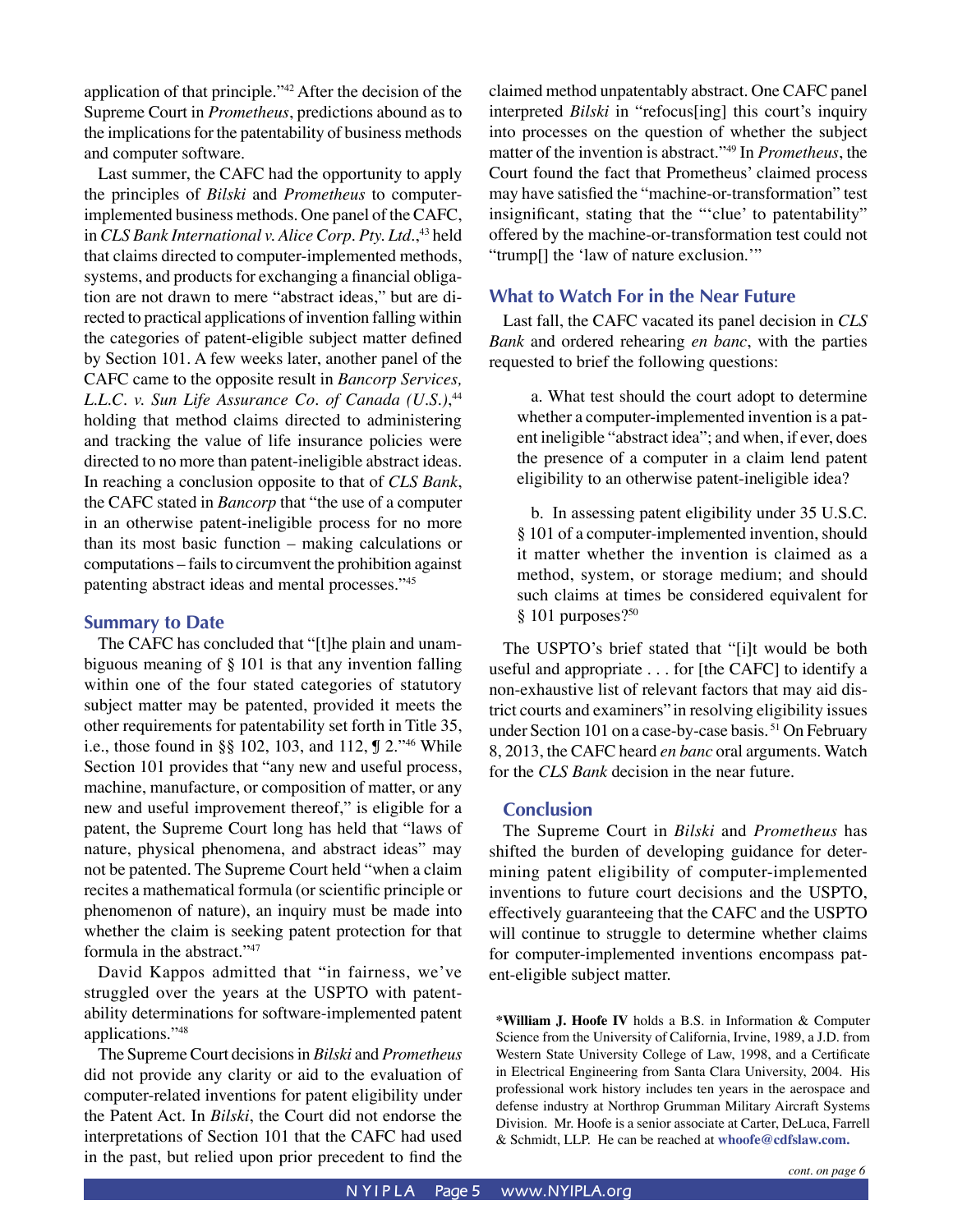application of that principle."[42] After the decision of the Supreme Court in *Prometheus*, predictions abound as to the implications for the patentability of business methods and computer software.

Last summer, the CAFC had the opportunity to apply the principles of *Bilski* and *Prometheus* to computer-implemented business methods. One panel of the CAFC, in *CLS Bank International v. Alice Corp. Pty. Ltd.*,[43] held that claims directed to computer-implemented methods, systems, and products for exchanging a financial obligation are not drawn to mere "abstract ideas," but are directed to practical applications of invention falling within the categories of patent-eligible subject matter defined by Section 101. A few weeks later, another panel of the CAFC came to the opposite result in *Bancorp Services, L.L.C. v. Sun Life Assurance Co. of Canada (U.S.)*,[44] holding that method claims directed to administering and tracking the value of life insurance policies were directed to no more than patent-ineligible abstract ideas. In reaching a conclusion opposite to that of *CLS Bank*, the CAFC stated in *Bancorp* that "the use of a computer in an otherwise patent-ineligible process for no more than its most basic function – making calculations or computations – fails to circumvent the prohibition against patenting abstract ideas and mental processes."[45]

## Summary to Date

The CAFC has concluded that "[t]he plain and unambiguous meaning of § 101 is that any invention falling within one of the four stated categories of statutory subject matter may be patented, provided it meets the other requirements for patentability set forth in Title 35, i.e., those found in §§ 102, 103, and 112, ¶ 2."[46] While Section 101 provides that "any new and useful process, machine, manufacture, or composition of matter, or any new and useful improvement thereof," is eligible for a patent, the Supreme Court long has held that "laws of nature, physical phenomena, and abstract ideas" may not be patented. The Supreme Court held "when a claim recites a mathematical formula (or scientific principle or phenomenon of nature), an inquiry must be made into whether the claim is seeking patent protection for that formula in the abstract."[47]

David Kappos admitted that "in fairness, we've struggled over the years at the USPTO with patentability determinations for software-implemented patent applications."[48]

The Supreme Court decisions in *Bilski* and *Prometheus* did not provide any clarity or aid to the evaluation of computer-related inventions for patent eligibility under the Patent Act. In *Bilski*, the Court did not endorse the interpretations of Section 101 that the CAFC had used in the past, but relied upon prior precedent to find the claimed method unpatentably abstract. One CAFC panel interpreted *Bilski* in "refocus[ing] this court's inquiry into processes on the question of whether the subject matter of the invention is abstract."[49] In *Prometheus*, the Court found the fact that Prometheus' claimed process may have satisfied the "machine-or-transformation" test insignificant, stating that the "'clue' to patentability" offered by the machine-or-transformation test could not "trump[] the 'law of nature exclusion.'"

## What to Watch For in the Near Future

Last fall, the CAFC vacated its panel decision in *CLS Bank* and ordered rehearing *en banc*, with the parties requested to brief the following questions:

> a. What test should the court adopt to determine whether a computer-implemented invention is a patent ineligible "abstract idea"; and when, if ever, does the presence of a computer in a claim lend patent eligibility to an otherwise patent-ineligible idea?
>
> b. In assessing patent eligibility under 35 U.S.C. § 101 of a computer-implemented invention, should it matter whether the invention is claimed as a method, system, or storage medium; and should such claims at times be considered equivalent for § 101 purposes?[50]

The USPTO's brief stated that "[i]t would be both useful and appropriate . . . for [the CAFC] to identify a non-exhaustive list of relevant factors that may aid district courts and examiners" in resolving eligibility issues under Section 101 on a case-by-case basis.[51] On February 8, 2013, the CAFC heard *en banc* oral arguments. Watch for the *CLS Bank* decision in the near future.

## Conclusion

The Supreme Court in *Bilski* and *Prometheus* has shifted the burden of developing guidance for determining patent eligibility of computer-implemented inventions to future court decisions and the USPTO, effectively guaranteeing that the CAFC and the USPTO will continue to struggle to determine whether claims for computer-implemented inventions encompass patent-eligible subject matter.

***William J. Hoofe IV** holds a B.S. in Information & Computer Science from the University of California, Irvine, 1989, a J.D. from Western State University College of Law, 1998, and a Certificate in Electrical Engineering from Santa Clara University, 2004. His professional work history includes ten years in the aerospace and defense industry at Northrop Grumman Military Aircraft Systems Division. Mr. Hoofe is a senior associate at Carter, DeLuca, Farrell & Schmidt, LLP. He can be reached at **whoofe@cdfslaw.com.**

*cont. on page 6*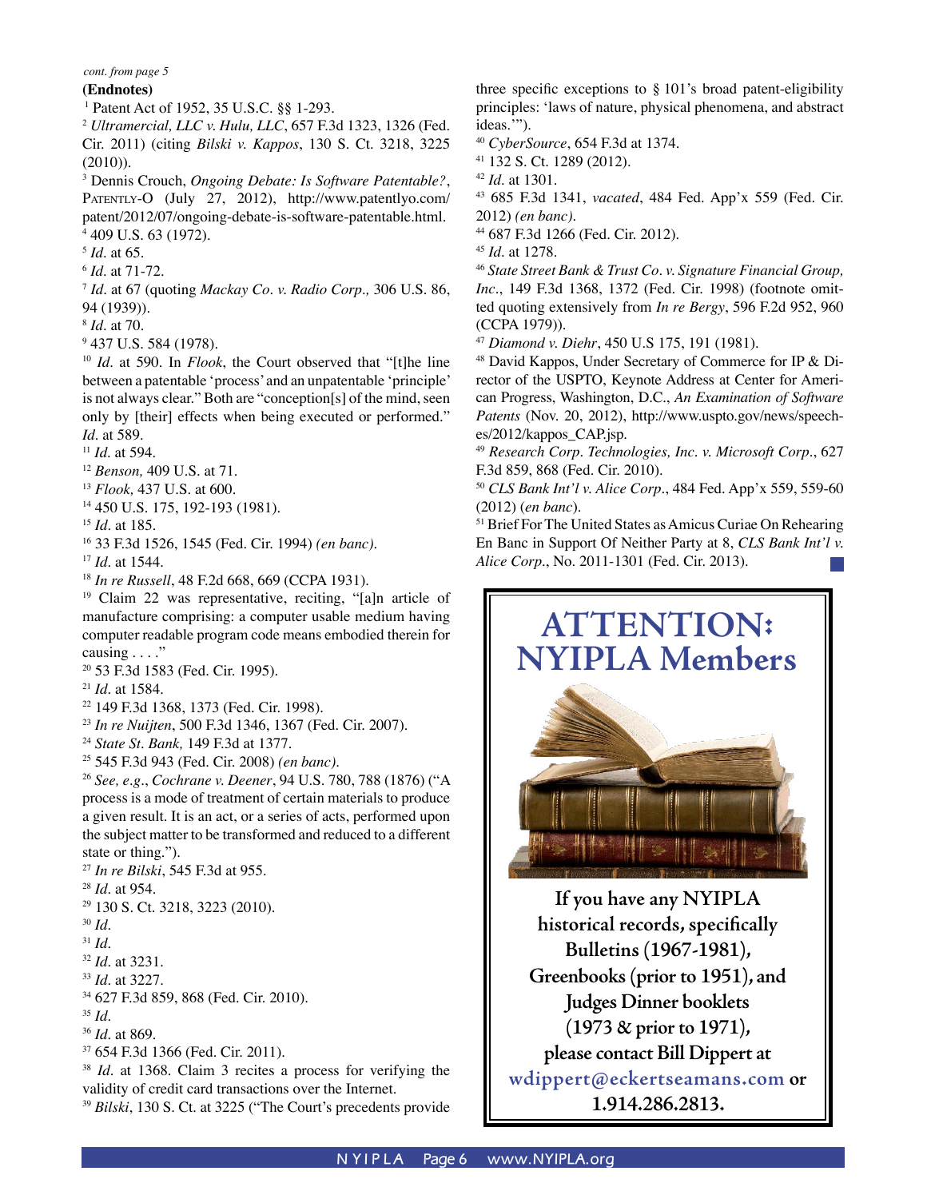*cont. from page 5*

**(Endnotes)**

[1] Patent Act of 1952, 35 U.S.C. §§ 1-293.

[2] *Ultramercial, LLC v. Hulu, LLC*, 657 F.3d 1323, 1326 (Fed. Cir. 2011) (citing *Bilski v. Kappos*, 130 S. Ct. 3218, 3225 (2010)).

[3] Dennis Crouch, *Ongoing Debate: Is Software Patentable?*, Patently-O (July 27, 2012), http://www.patentlyo.com/patent/2012/07/ongoing-debate-is-software-patentable.html.

[4] 409 U.S. 63 (1972).

[5] *Id.* at 65.

[6] *Id.* at 71-72.

[7] *Id.* at 67 (quoting *Mackay Co. v. Radio Corp.,* 306 U.S. 86, 94 (1939)).

[8] *Id.* at 70.

[9] 437 U.S. 584 (1978).

[10] *Id.* at 590. In *Flook*, the Court observed that "[t]he line between a patentable 'process' and an unpatentable 'principle' is not always clear." Both are "conception[s] of the mind, seen only by [their] effects when being executed or performed." *Id.* at 589.

[11] *Id.* at 594.

[12] *Benson,* 409 U.S. at 71.

[13] *Flook,* 437 U.S. at 600.

[14] 450 U.S. 175, 192-193 (1981).

[15] *Id.* at 185.

[16] 33 F.3d 1526, 1545 (Fed. Cir. 1994) *(en banc)*.

[17] *Id.* at 1544.

[18] *In re Russell*, 48 F.2d 668, 669 (CCPA 1931).

[19] Claim 22 was representative, reciting, "[a]n article of manufacture comprising: a computer usable medium having computer readable program code means embodied therein for causing . . . ."

[20] 53 F.3d 1583 (Fed. Cir. 1995).

[21] *Id.* at 1584.

[22] 149 F.3d 1368, 1373 (Fed. Cir. 1998).

[23] *In re Nuijten*, 500 F.3d 1346, 1367 (Fed. Cir. 2007).

[24] *State St. Bank,* 149 F.3d at 1377.

[25] 545 F.3d 943 (Fed. Cir. 2008) *(en banc)*.

[26] *See, e.g.*, *Cochrane v. Deener*, 94 U.S. 780, 788 (1876) ("A process is a mode of treatment of certain materials to produce a given result. It is an act, or a series of acts, performed upon the subject matter to be transformed and reduced to a different state or thing.").

[27] *In re Bilski*, 545 F.3d at 955.

[28] *Id.* at 954.

[29] 130 S. Ct. 3218, 3223 (2010).

[30] *Id.*

[31] *Id.*

[32] *Id.* at 3231.

[33] *Id.* at 3227.

[34] 627 F.3d 859, 868 (Fed. Cir. 2010).

[35] *Id.*

[36] *Id.* at 869.

[37] 654 F.3d 1366 (Fed. Cir. 2011).

[38] *Id.* at 1368. Claim 3 recites a process for verifying the validity of credit card transactions over the Internet.

[39] *Bilski*, 130 S. Ct. at 3225 ("The Court's precedents provide three specific exceptions to § 101's broad patent-eligibility principles: 'laws of nature, physical phenomena, and abstract ideas.'").

[40] *CyberSource*, 654 F.3d at 1374.

[41] 132 S. Ct. 1289 (2012).

[42] *Id.* at 1301.

[43] 685 F.3d 1341, *vacated*, 484 Fed. App'x 559 (Fed. Cir. 2012) *(en banc)*.

[44] 687 F.3d 1266 (Fed. Cir. 2012).

[45] *Id.* at 1278.

[46] *State Street Bank & Trust Co. v. Signature Financial Group, Inc.*, 149 F.3d 1368, 1372 (Fed. Cir. 1998) (footnote omitted quoting extensively from *In re Bergy*, 596 F.2d 952, 960 (CCPA 1979)).

[47] *Diamond v. Diehr*, 450 U.S 175, 191 (1981).

[48] David Kappos, Under Secretary of Commerce for IP & Director of the USPTO, Keynote Address at Center for American Progress, Washington, D.C., *An Examination of Software Patents* (Nov. 20, 2012), http://www.uspto.gov/news/speeches/2012/kappos_CAP.jsp.

[49] *Research Corp. Technologies, Inc. v. Microsoft Corp.*, 627 F.3d 859, 868 (Fed. Cir. 2010).

[50] *CLS Bank Int'l v. Alice Corp.*, 484 Fed. App'x 559, 559-60 (2012) (*en banc*).

[51] Brief For The United States as Amicus Curiae On Rehearing En Banc in Support Of Neither Party at 8, *CLS Bank Int'l v. Alice Corp.*, No. 2011-1301 (Fed. Cir. 2013).

## ATTENTION: NYIPLA Members

**If you have any NYIPLA historical records, specifically Bulletins (1967-1981), Greenbooks (prior to 1951), and Judges Dinner booklets (1973 & prior to 1971), please contact Bill Dippert at wdippert@eckertseamans.com or 1.914.286.2813.**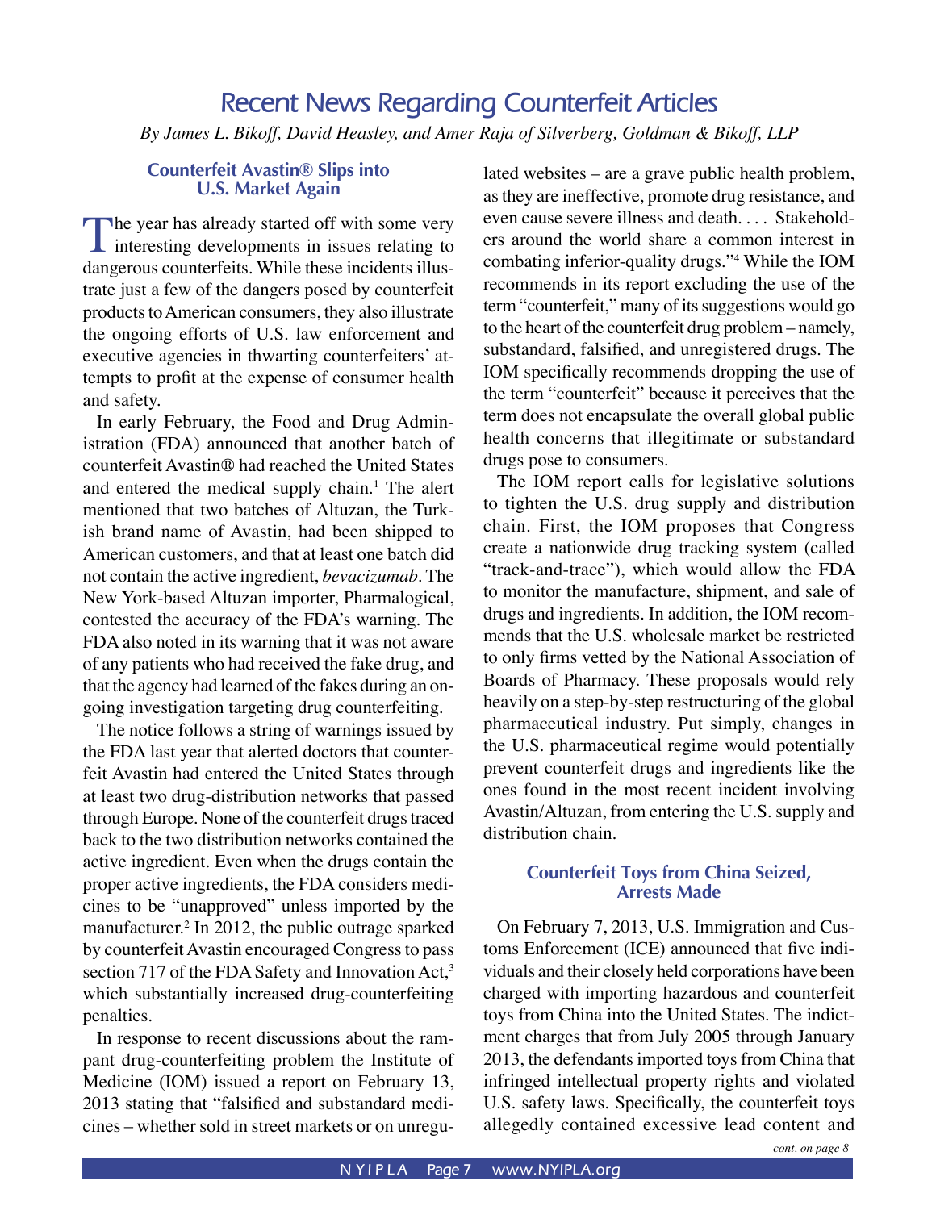# Recent News Regarding Counterfeit Articles

*By James L. Bikoff, David Heasley, and Amer Raja of Silverberg, Goldman & Bikoff, LLP*

### Counterfeit Avastin® Slips into U.S. Market Again

The year has already started off with some very interesting developments in issues relating to dangerous counterfeits. While these incidents illustrate just a few of the dangers posed by counterfeit products to American consumers, they also illustrate the ongoing efforts of U.S. law enforcement and executive agencies in thwarting counterfeiters' attempts to profit at the expense of consumer health and safety.

In early February, the Food and Drug Administration (FDA) announced that another batch of counterfeit Avastin® had reached the United States and entered the medical supply chain.[1] The alert mentioned that two batches of Altuzan, the Turkish brand name of Avastin, had been shipped to American customers, and that at least one batch did not contain the active ingredient, *bevacizumab*. The New York-based Altuzan importer, Pharmalogical, contested the accuracy of the FDA's warning. The FDA also noted in its warning that it was not aware of any patients who had received the fake drug, and that the agency had learned of the fakes during an ongoing investigation targeting drug counterfeiting.

The notice follows a string of warnings issued by the FDA last year that alerted doctors that counterfeit Avastin had entered the United States through at least two drug-distribution networks that passed through Europe. None of the counterfeit drugs traced back to the two distribution networks contained the active ingredient. Even when the drugs contain the proper active ingredients, the FDA considers medicines to be "unapproved" unless imported by the manufacturer.[2] In 2012, the public outrage sparked by counterfeit Avastin encouraged Congress to pass section 717 of the FDA Safety and Innovation Act,[3] which substantially increased drug-counterfeiting penalties.

In response to recent discussions about the rampant drug-counterfeiting problem the Institute of Medicine (IOM) issued a report on February 13, 2013 stating that "falsified and substandard medicines – whether sold in street markets or on unregulated websites – are a grave public health problem, as they are ineffective, promote drug resistance, and even cause severe illness and death. . . . Stakeholders around the world share a common interest in combating inferior-quality drugs."[4] While the IOM recommends in its report excluding the use of the term "counterfeit," many of its suggestions would go to the heart of the counterfeit drug problem – namely, substandard, falsified, and unregistered drugs. The IOM specifically recommends dropping the use of the term "counterfeit" because it perceives that the term does not encapsulate the overall global public health concerns that illegitimate or substandard drugs pose to consumers.

The IOM report calls for legislative solutions to tighten the U.S. drug supply and distribution chain. First, the IOM proposes that Congress create a nationwide drug tracking system (called "track-and-trace"), which would allow the FDA to monitor the manufacture, shipment, and sale of drugs and ingredients. In addition, the IOM recommends that the U.S. wholesale market be restricted to only firms vetted by the National Association of Boards of Pharmacy. These proposals would rely heavily on a step-by-step restructuring of the global pharmaceutical industry. Put simply, changes in the U.S. pharmaceutical regime would potentially prevent counterfeit drugs and ingredients like the ones found in the most recent incident involving Avastin/Altuzan, from entering the U.S. supply and distribution chain.

### Counterfeit Toys from China Seized, Arrests Made

On February 7, 2013, U.S. Immigration and Customs Enforcement (ICE) announced that five individuals and their closely held corporations have been charged with importing hazardous and counterfeit toys from China into the United States. The indictment charges that from July 2005 through January 2013, the defendants imported toys from China that infringed intellectual property rights and violated U.S. safety laws. Specifically, the counterfeit toys allegedly contained excessive lead content and

*cont. on page 8*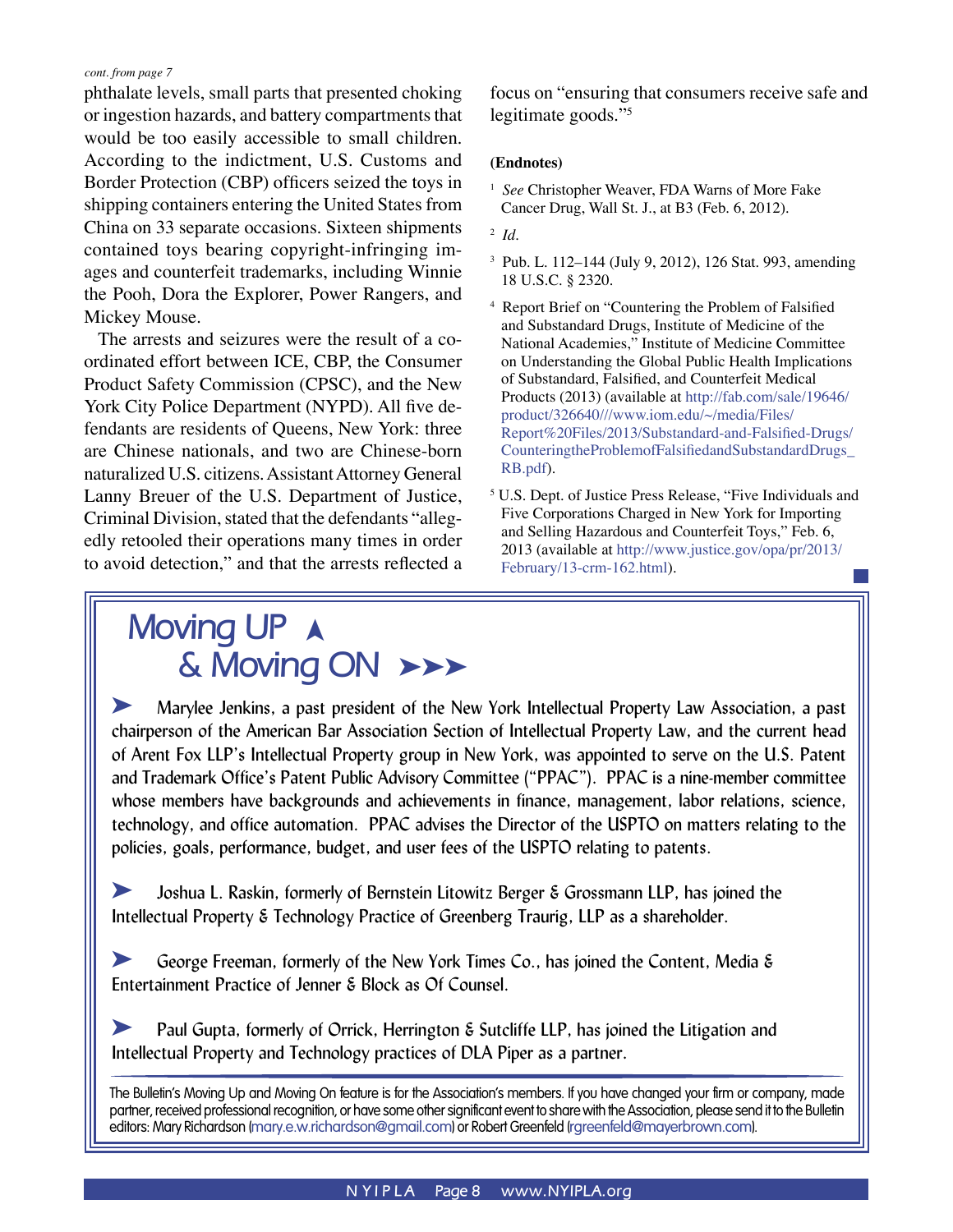*cont. from page 7*

phthalate levels, small parts that presented choking or ingestion hazards, and battery compartments that would be too easily accessible to small children. According to the indictment, U.S. Customs and Border Protection (CBP) officers seized the toys in shipping containers entering the United States from China on 33 separate occasions. Sixteen shipments contained toys bearing copyright-infringing images and counterfeit trademarks, including Winnie the Pooh, Dora the Explorer, Power Rangers, and Mickey Mouse.

The arrests and seizures were the result of a coordinated effort between ICE, CBP, the Consumer Product Safety Commission (CPSC), and the New York City Police Department (NYPD). All five defendants are residents of Queens, New York: three are Chinese nationals, and two are Chinese-born naturalized U.S. citizens. Assistant Attorney General Lanny Breuer of the U.S. Department of Justice, Criminal Division, stated that the defendants "allegedly retooled their operations many times in order to avoid detection," and that the arrests reflected a focus on "ensuring that consumers receive safe and legitimate goods."[5]

**(Endnotes)**

[1] *See* Christopher Weaver, FDA Warns of More Fake Cancer Drug, Wall St. J., at B3 (Feb. 6, 2012).

[2] *Id.*

[3] Pub. L. 112–144 (July 9, 2012), 126 Stat. 993, amending 18 U.S.C. § 2320.

[4] Report Brief on "Countering the Problem of Falsified and Substandard Drugs, Institute of Medicine of the National Academies," Institute of Medicine Committee on Understanding the Global Public Health Implications of Substandard, Falsified, and Counterfeit Medical Products (2013) (available at http://fab.com/sale/19646/product/326640///www.iom.edu/~/media/Files/Report%20Files/2013/Substandard-and-Falsified-Drugs/CounteringtheProblemofFalsifiedandSubstandardDrugs_RB.pdf).

[5] U.S. Dept. of Justice Press Release, "Five Individuals and Five Corporations Charged in New York for Importing and Selling Hazardous and Counterfeit Toys," Feb. 6, 2013 (available at http://www.justice.gov/opa/pr/2013/February/13-crm-162.html).

## Moving UP & Moving ON

➤ Marylee Jenkins, a past president of the New York Intellectual Property Law Association, a past chairperson of the American Bar Association Section of Intellectual Property Law, and the current head of Arent Fox LLP's Intellectual Property group in New York, was appointed to serve on the U.S. Patent and Trademark Office's Patent Public Advisory Committee ("PPAC"). PPAC is a nine-member committee whose members have backgrounds and achievements in finance, management, labor relations, science, technology, and office automation. PPAC advises the Director of the USPTO on matters relating to the policies, goals, performance, budget, and user fees of the USPTO relating to patents.

➤ Joshua L. Raskin, formerly of Bernstein Litowitz Berger & Grossmann LLP, has joined the Intellectual Property & Technology Practice of Greenberg Traurig, LLP as a shareholder.

➤ George Freeman, formerly of the New York Times Co., has joined the Content, Media & Entertainment Practice of Jenner & Block as Of Counsel.

➤ Paul Gupta, formerly of Orrick, Herrington & Sutcliffe LLP, has joined the Litigation and Intellectual Property and Technology practices of DLA Piper as a partner.

The Bulletin's Moving Up and Moving On feature is for the Association's members. If you have changed your firm or company, made partner, received professional recognition, or have some other significant event to share with the Association, please send it to the Bulletin editors: Mary Richardson (mary.e.w.richardson@gmail.com) or Robert Greenfeld (rgreenfeld@mayerbrown.com).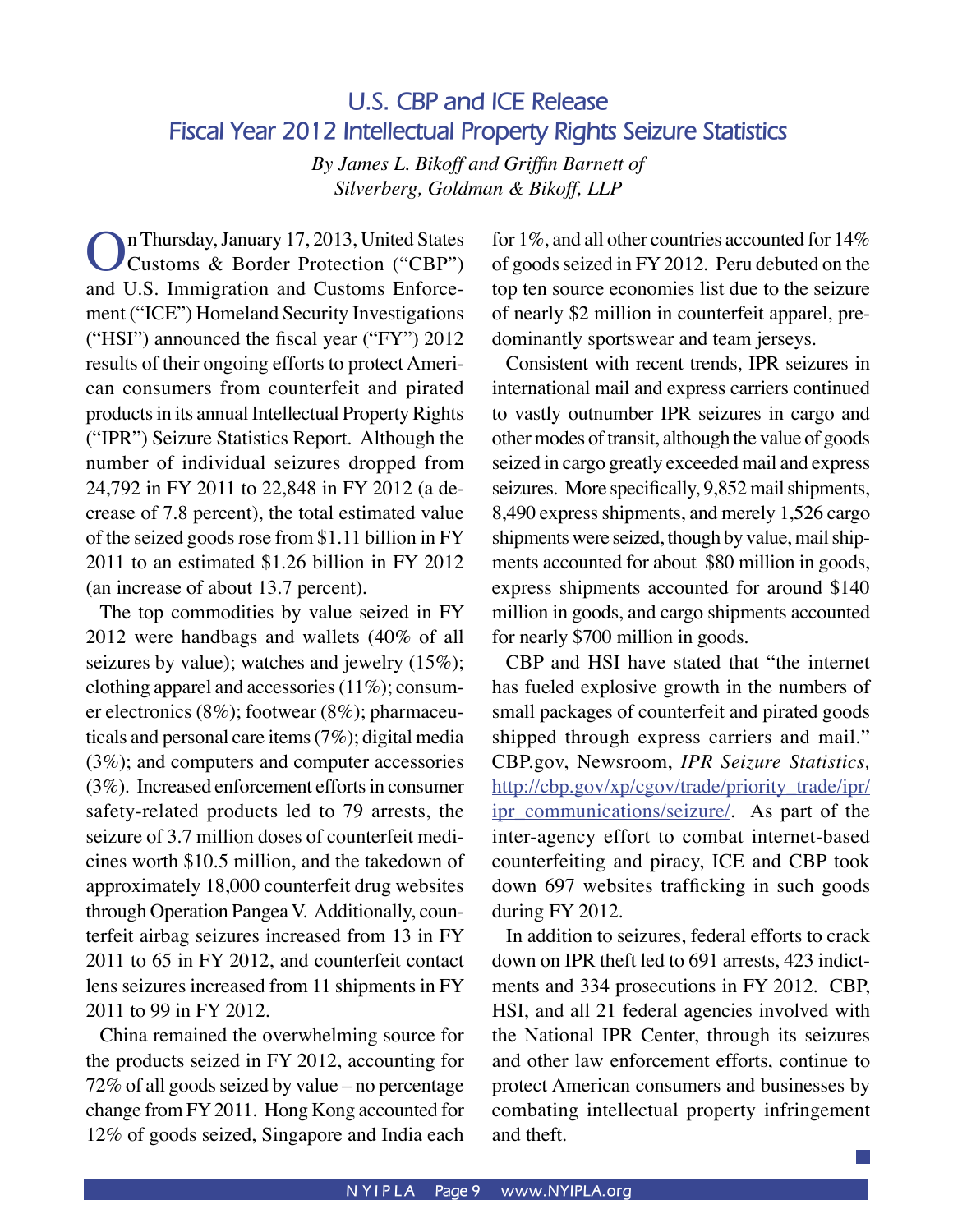## U.S. CBP and ICE Release Fiscal Year 2012 Intellectual Property Rights Seizure Statistics

*By James L. Bikoff and Griffin Barnett of Silverberg, Goldman & Bikoff, LLP*

On Thursday, January 17, 2013, United States Customs & Border Protection ("CBP") and U.S. Immigration and Customs Enforcement ("ICE") Homeland Security Investigations ("HSI") announced the fiscal year ("FY") 2012 results of their ongoing efforts to protect American consumers from counterfeit and pirated products in its annual Intellectual Property Rights ("IPR") Seizure Statistics Report. Although the number of individual seizures dropped from 24,792 in FY 2011 to 22,848 in FY 2012 (a decrease of 7.8 percent), the total estimated value of the seized goods rose from $1.11 billion in FY 2011 to an estimated $1.26 billion in FY 2012 (an increase of about 13.7 percent).

The top commodities by value seized in FY 2012 were handbags and wallets (40% of all seizures by value); watches and jewelry (15%); clothing apparel and accessories (11%); consumer electronics (8%); footwear (8%); pharmaceuticals and personal care items (7%); digital media (3%); and computers and computer accessories (3%). Increased enforcement efforts in consumer safety-related products led to 79 arrests, the seizure of 3.7 million doses of counterfeit medicines worth $10.5 million, and the takedown of approximately 18,000 counterfeit drug websites through Operation Pangea V. Additionally, counterfeit airbag seizures increased from 13 in FY 2011 to 65 in FY 2012, and counterfeit contact lens seizures increased from 11 shipments in FY 2011 to 99 in FY 2012.

China remained the overwhelming source for the products seized in FY 2012, accounting for 72% of all goods seized by value – no percentage change from FY 2011. Hong Kong accounted for 12% of goods seized, Singapore and India each for 1%, and all other countries accounted for 14% of goods seized in FY 2012. Peru debuted on the top ten source economies list due to the seizure of nearly $2 million in counterfeit apparel, predominantly sportswear and team jerseys.

Consistent with recent trends, IPR seizures in international mail and express carriers continued to vastly outnumber IPR seizures in cargo and other modes of transit, although the value of goods seized in cargo greatly exceeded mail and express seizures. More specifically, 9,852 mail shipments, 8,490 express shipments, and merely 1,526 cargo shipments were seized, though by value, mail shipments accounted for about $80 million in goods, express shipments accounted for around $140 million in goods, and cargo shipments accounted for nearly $700 million in goods.

CBP and HSI have stated that "the internet has fueled explosive growth in the numbers of small packages of counterfeit and pirated goods shipped through express carriers and mail." CBP.gov, Newsroom, *IPR Seizure Statistics,* http://cbp.gov/xp/cgov/trade/priority_trade/ipr/ipr_communications/seizure/. As part of the inter-agency effort to combat internet-based counterfeiting and piracy, ICE and CBP took down 697 websites trafficking in such goods during FY 2012.

In addition to seizures, federal efforts to crack down on IPR theft led to 691 arrests, 423 indictments and 334 prosecutions in FY 2012. CBP, HSI, and all 21 federal agencies involved with the National IPR Center, through its seizures and other law enforcement efforts, continue to protect American consumers and businesses by combating intellectual property infringement and theft.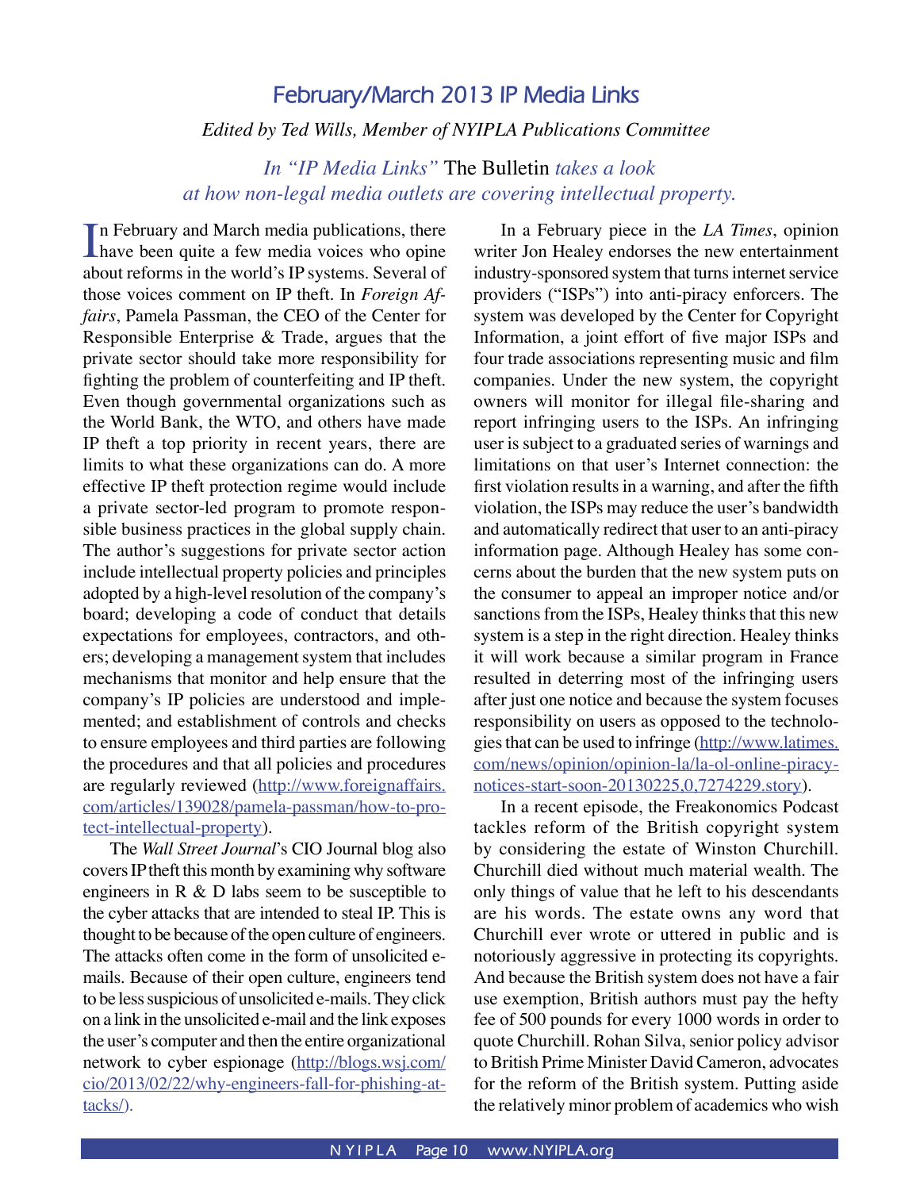# February/March 2013 IP Media Links

*Edited by Ted Wills, Member of NYIPLA Publications Committee*

*In "IP Media Links"* The Bulletin *takes a look at how non-legal media outlets are covering intellectual property.*

In February and March media publications, there have been quite a few media voices who opine about reforms in the world's IP systems. Several of those voices comment on IP theft. In *Foreign Affairs*, Pamela Passman, the CEO of the Center for Responsible Enterprise & Trade, argues that the private sector should take more responsibility for fighting the problem of counterfeiting and IP theft. Even though governmental organizations such as the World Bank, the WTO, and others have made IP theft a top priority in recent years, there are limits to what these organizations can do. A more effective IP theft protection regime would include a private sector-led program to promote responsible business practices in the global supply chain. The author's suggestions for private sector action include intellectual property policies and principles adopted by a high-level resolution of the company's board; developing a code of conduct that details expectations for employees, contractors, and others; developing a management system that includes mechanisms that monitor and help ensure that the company's IP policies are understood and implemented; and establishment of controls and checks to ensure employees and third parties are following the procedures and that all policies and procedures are regularly reviewed (http://www.foreignaffairs.com/articles/139028/pamela-passman/how-to-protect-intellectual-property).

The *Wall Street Journal*'s CIO Journal blog also covers IP theft this month by examining why software engineers in R & D labs seem to be susceptible to the cyber attacks that are intended to steal IP. This is thought to be because of the open culture of engineers. The attacks often come in the form of unsolicited e-mails. Because of their open culture, engineers tend to be less suspicious of unsolicited e-mails. They click on a link in the unsolicited e-mail and the link exposes the user's computer and then the entire organizational network to cyber espionage (http://blogs.wsj.com/cio/2013/02/22/why-engineers-fall-for-phishing-attacks/).

In a February piece in the *LA Times*, opinion writer Jon Healey endorses the new entertainment industry-sponsored system that turns internet service providers ("ISPs") into anti-piracy enforcers. The system was developed by the Center for Copyright Information, a joint effort of five major ISPs and four trade associations representing music and film companies. Under the new system, the copyright owners will monitor for illegal file-sharing and report infringing users to the ISPs. An infringing user is subject to a graduated series of warnings and limitations on that user's Internet connection: the first violation results in a warning, and after the fifth violation, the ISPs may reduce the user's bandwidth and automatically redirect that user to an anti-piracy information page. Although Healey has some concerns about the burden that the new system puts on the consumer to appeal an improper notice and/or sanctions from the ISPs, Healey thinks that this new system is a step in the right direction. Healey thinks it will work because a similar program in France resulted in deterring most of the infringing users after just one notice and because the system focuses responsibility on users as opposed to the technologies that can be used to infringe (http://www.latimes.com/news/opinion/opinion-la/la-ol-online-piracy-notices-start-soon-20130225,0,7274229.story).

In a recent episode, the Freakonomics Podcast tackles reform of the British copyright system by considering the estate of Winston Churchill. Churchill died without much material wealth. The only things of value that he left to his descendants are his words. The estate owns any word that Churchill ever wrote or uttered in public and is notoriously aggressive in protecting its copyrights. And because the British system does not have a fair use exemption, British authors must pay the hefty fee of 500 pounds for every 1000 words in order to quote Churchill. Rohan Silva, senior policy advisor to British Prime Minister David Cameron, advocates for the reform of the British system. Putting aside the relatively minor problem of academics who wish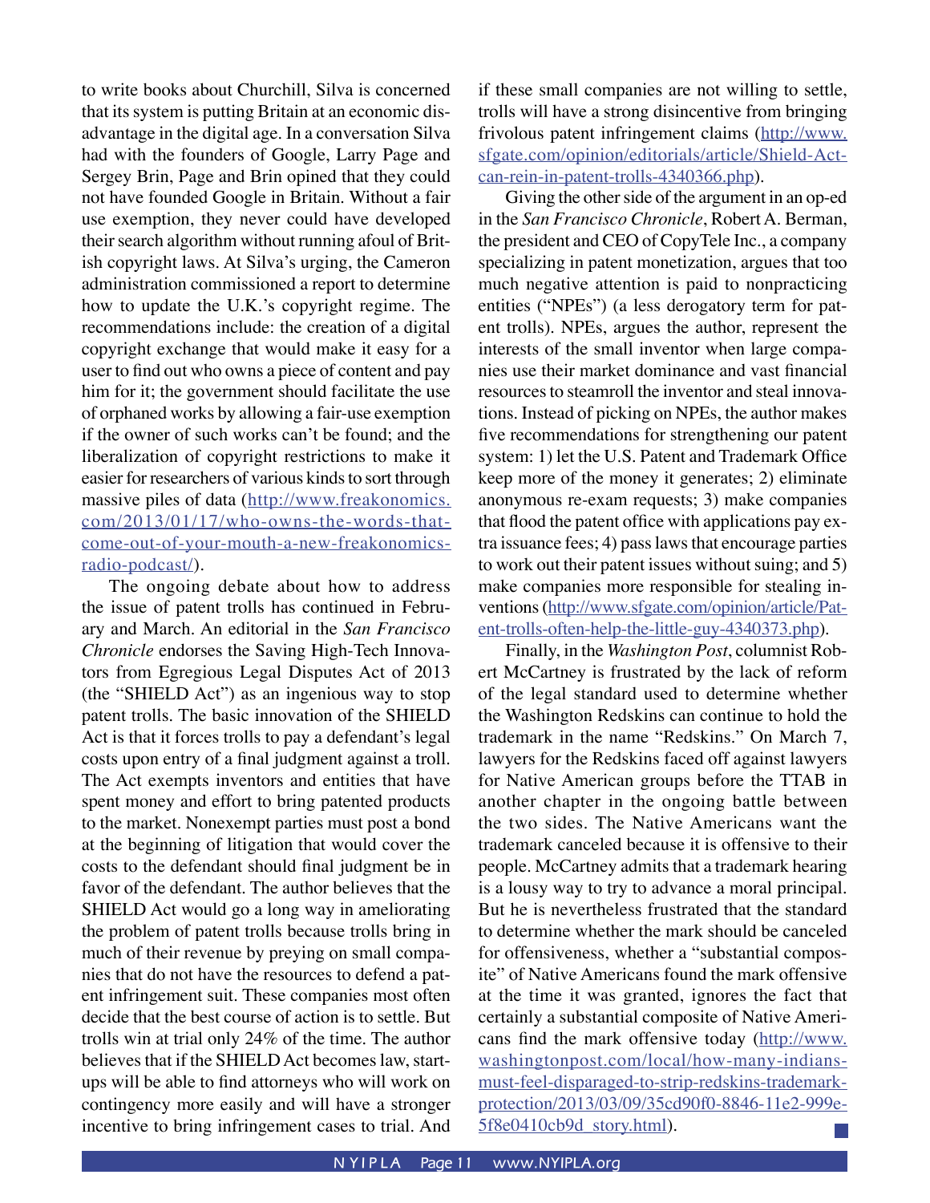to write books about Churchill, Silva is concerned that its system is putting Britain at an economic disadvantage in the digital age. In a conversation Silva had with the founders of Google, Larry Page and Sergey Brin, Page and Brin opined that they could not have founded Google in Britain. Without a fair use exemption, they never could have developed their search algorithm without running afoul of British copyright laws. At Silva's urging, the Cameron administration commissioned a report to determine how to update the U.K.'s copyright regime. The recommendations include: the creation of a digital copyright exchange that would make it easy for a user to find out who owns a piece of content and pay him for it; the government should facilitate the use of orphaned works by allowing a fair-use exemption if the owner of such works can't be found; and the liberalization of copyright restrictions to make it easier for researchers of various kinds to sort through massive piles of data (http://www.freakonomics.com/2013/01/17/who-owns-the-words-that-come-out-of-your-mouth-a-new-freakonomics-radio-podcast/).

The ongoing debate about how to address the issue of patent trolls has continued in February and March. An editorial in the *San Francisco Chronicle* endorses the Saving High-Tech Innovators from Egregious Legal Disputes Act of 2013 (the "SHIELD Act") as an ingenious way to stop patent trolls. The basic innovation of the SHIELD Act is that it forces trolls to pay a defendant's legal costs upon entry of a final judgment against a troll. The Act exempts inventors and entities that have spent money and effort to bring patented products to the market. Nonexempt parties must post a bond at the beginning of litigation that would cover the costs to the defendant should final judgment be in favor of the defendant. The author believes that the SHIELD Act would go a long way in ameliorating the problem of patent trolls because trolls bring in much of their revenue by preying on small companies that do not have the resources to defend a patent infringement suit. These companies most often decide that the best course of action is to settle. But trolls win at trial only 24% of the time. The author believes that if the SHIELD Act becomes law, startups will be able to find attorneys who will work on contingency more easily and will have a stronger incentive to bring infringement cases to trial. And if these small companies are not willing to settle, trolls will have a strong disincentive from bringing frivolous patent infringement claims (http://www.sfgate.com/opinion/editorials/article/Shield-Act-can-rein-in-patent-trolls-4340366.php).

Giving the other side of the argument in an op-ed in the *San Francisco Chronicle*, Robert A. Berman, the president and CEO of CopyTele Inc., a company specializing in patent monetization, argues that too much negative attention is paid to nonpracticing entities ("NPEs") (a less derogatory term for patent trolls). NPEs, argues the author, represent the interests of the small inventor when large companies use their market dominance and vast financial resources to steamroll the inventor and steal innovations. Instead of picking on NPEs, the author makes five recommendations for strengthening our patent system: 1) let the U.S. Patent and Trademark Office keep more of the money it generates; 2) eliminate anonymous re-exam requests; 3) make companies that flood the patent office with applications pay extra issuance fees; 4) pass laws that encourage parties to work out their patent issues without suing; and 5) make companies more responsible for stealing inventions (http://www.sfgate.com/opinion/article/Patent-trolls-often-help-the-little-guy-4340373.php).

Finally, in the *Washington Post*, columnist Robert McCartney is frustrated by the lack of reform of the legal standard used to determine whether the Washington Redskins can continue to hold the trademark in the name "Redskins." On March 7, lawyers for the Redskins faced off against lawyers for Native American groups before the TTAB in another chapter in the ongoing battle between the two sides. The Native Americans want the trademark canceled because it is offensive to their people. McCartney admits that a trademark hearing is a lousy way to try to advance a moral principal. But he is nevertheless frustrated that the standard to determine whether the mark should be canceled for offensiveness, whether a "substantial composite" of Native Americans found the mark offensive at the time it was granted, ignores the fact that certainly a substantial composite of Native Americans find the mark offensive today (http://www.washingtonpost.com/local/how-many-indians-must-feel-disparaged-to-strip-redskins-trademark-protection/2013/03/09/35cd90f0-8846-11e2-999e-5f8e0410cb9d_story.html).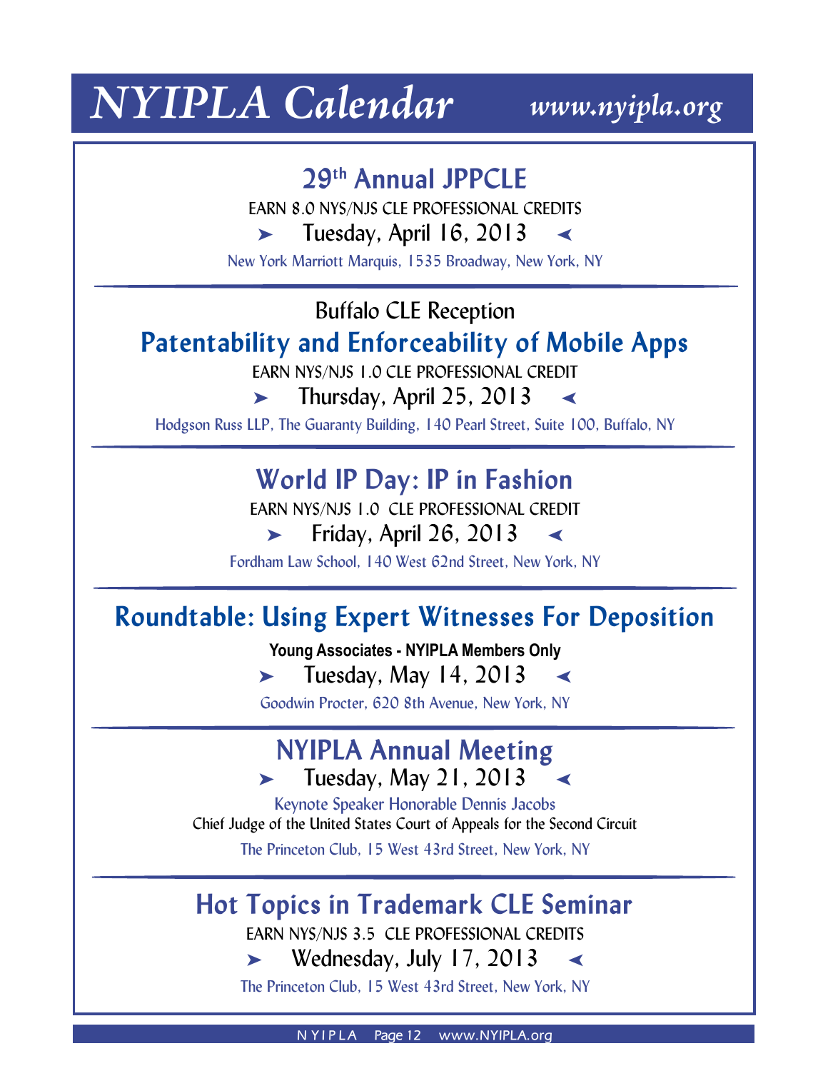# NYIPLA Calendar

*www.nyipla.org*

## 29th Annual JPPCLE

EARN 8.0 NYS/NJS CLE PROFESSIONAL CREDITS

➤ Tuesday, April 16, 2013 ◄

New York Marriott Marquis, 1535 Broadway, New York, NY

---

Buffalo CLE Reception

## Patentability and Enforceability of Mobile Apps

EARN NYS/NJS 1.0 CLE PROFESSIONAL CREDIT

➤ Thursday, April 25, 2013 ◄

Hodgson Russ LLP, The Guaranty Building, 140 Pearl Street, Suite 100, Buffalo, NY

---

## World IP Day: IP in Fashion

EARN NYS/NJS 1.0 CLE PROFESSIONAL CREDIT

➤ Friday, April 26, 2013 ◄

Fordham Law School, 140 West 62nd Street, New York, NY

---

## Roundtable: Using Expert Witnesses For Deposition

**Young Associates - NYIPLA Members Only**

➤ Tuesday, May 14, 2013 ◄

Goodwin Procter, 620 8th Avenue, New York, NY

---

## NYIPLA Annual Meeting

➤ Tuesday, May 21, 2013 ◄

Keynote Speaker Honorable Dennis Jacobs

Chief Judge of the United States Court of Appeals for the Second Circuit

The Princeton Club, 15 West 43rd Street, New York, NY

---

## Hot Topics in Trademark CLE Seminar

EARN NYS/NJS 3.5 CLE PROFESSIONAL CREDITS

➤ Wednesday, July 17, 2013 ◄

The Princeton Club, 15 West 43rd Street, New York, NY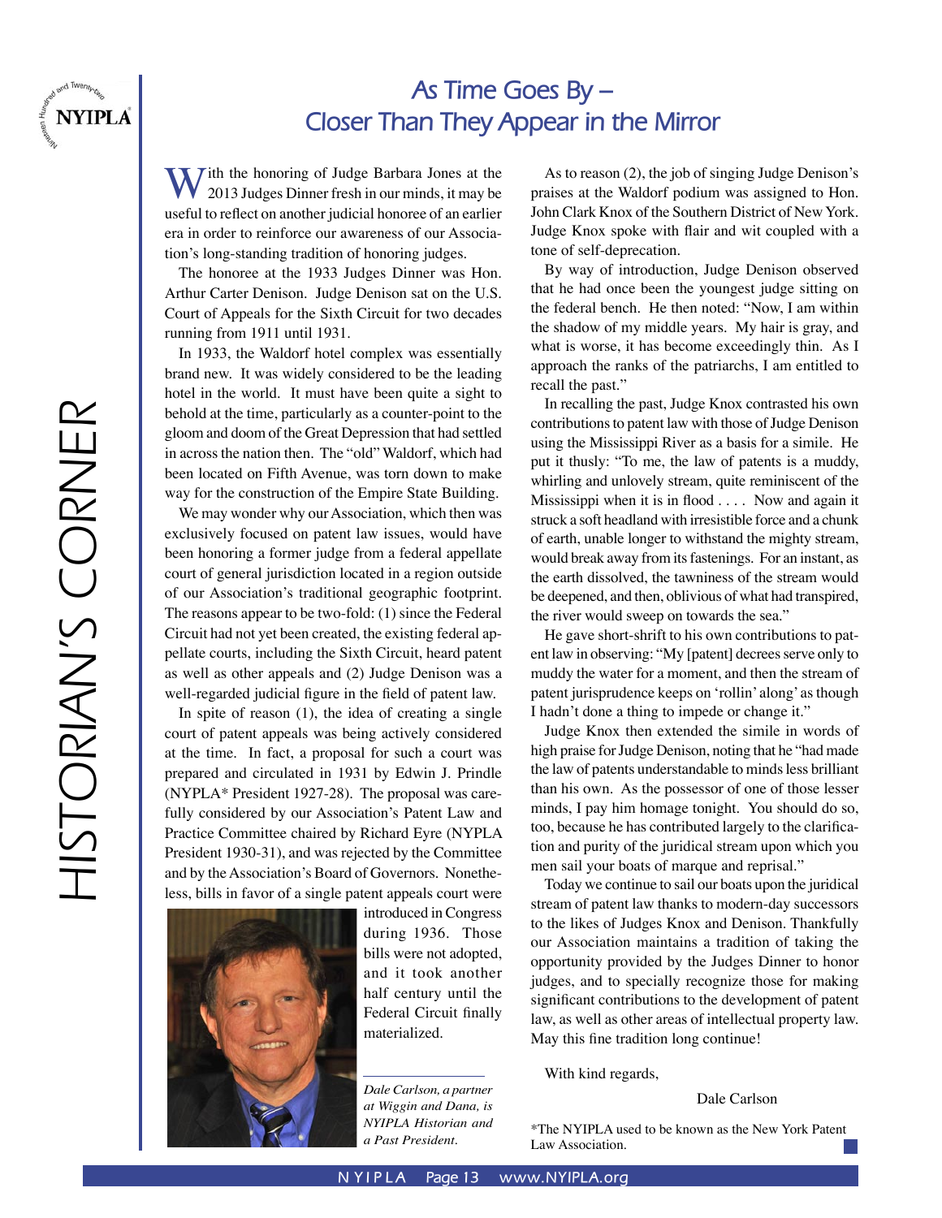# As Time Goes By – Closer Than They Appear in the Mirror

HISTORIAN'S CORNER

With the honoring of Judge Barbara Jones at the 2013 Judges Dinner fresh in our minds, it may be useful to reflect on another judicial honoree of an earlier era in order to reinforce our awareness of our Association's long-standing tradition of honoring judges.

The honoree at the 1933 Judges Dinner was Hon. Arthur Carter Denison. Judge Denison sat on the U.S. Court of Appeals for the Sixth Circuit for two decades running from 1911 until 1931.

In 1933, the Waldorf hotel complex was essentially brand new. It was widely considered to be the leading hotel in the world. It must have been quite a sight to behold at the time, particularly as a counter-point to the gloom and doom of the Great Depression that had settled in across the nation then. The "old" Waldorf, which had been located on Fifth Avenue, was torn down to make way for the construction of the Empire State Building.

We may wonder why our Association, which then was exclusively focused on patent law issues, would have been honoring a former judge from a federal appellate court of general jurisdiction located in a region outside of our Association's traditional geographic footprint. The reasons appear to be two-fold: (1) since the Federal Circuit had not yet been created, the existing federal appellate courts, including the Sixth Circuit, heard patent as well as other appeals and (2) Judge Denison was a well-regarded judicial figure in the field of patent law.

In spite of reason (1), the idea of creating a single court of patent appeals was being actively considered at the time. In fact, a proposal for such a court was prepared and circulated in 1931 by Edwin J. Prindle (NYPLA* President 1927-28). The proposal was carefully considered by our Association's Patent Law and Practice Committee chaired by Richard Eyre (NYPLA President 1930-31), and was rejected by the Committee and by the Association's Board of Governors. Nonetheless, bills in favor of a single patent appeals court were introduced in Congress during 1936. Those bills were not adopted, and it took another half century until the Federal Circuit finally materialized.

*Dale Carlson, a partner at Wiggin and Dana, is NYIPLA Historian and a Past President.*

As to reason (2), the job of singing Judge Denison's praises at the Waldorf podium was assigned to Hon. John Clark Knox of the Southern District of New York. Judge Knox spoke with flair and wit coupled with a tone of self-deprecation.

By way of introduction, Judge Denison observed that he had once been the youngest judge sitting on the federal bench. He then noted: "Now, I am within the shadow of my middle years. My hair is gray, and what is worse, it has become exceedingly thin. As I approach the ranks of the patriarchs, I am entitled to recall the past."

In recalling the past, Judge Knox contrasted his own contributions to patent law with those of Judge Denison using the Mississippi River as a basis for a simile. He put it thusly: "To me, the law of patents is a muddy, whirling and unlovely stream, quite reminiscent of the Mississippi when it is in flood . . . . Now and again it struck a soft headland with irresistible force and a chunk of earth, unable longer to withstand the mighty stream, would break away from its fastenings. For an instant, as the earth dissolved, the tawniness of the stream would be deepened, and then, oblivious of what had transpired, the river would sweep on towards the sea."

He gave short-shrift to his own contributions to patent law in observing: "My [patent] decrees serve only to muddy the water for a moment, and then the stream of patent jurisprudence keeps on 'rollin' along' as though I hadn't done a thing to impede or change it."

Judge Knox then extended the simile in words of high praise for Judge Denison, noting that he "had made the law of patents understandable to minds less brilliant than his own. As the possessor of one of those lesser minds, I pay him homage tonight. You should do so, too, because he has contributed largely to the clarification and purity of the juridical stream upon which you men sail your boats of marque and reprisal."

Today we continue to sail our boats upon the juridical stream of patent law thanks to modern-day successors to the likes of Judges Knox and Denison. Thankfully our Association maintains a tradition of taking the opportunity provided by the Judges Dinner to honor judges, and to specially recognize those for making significant contributions to the development of patent law, as well as other areas of intellectual property law. May this fine tradition long continue!

With kind regards,

Dale Carlson

*The NYIPLA used to be known as the New York Patent Law Association.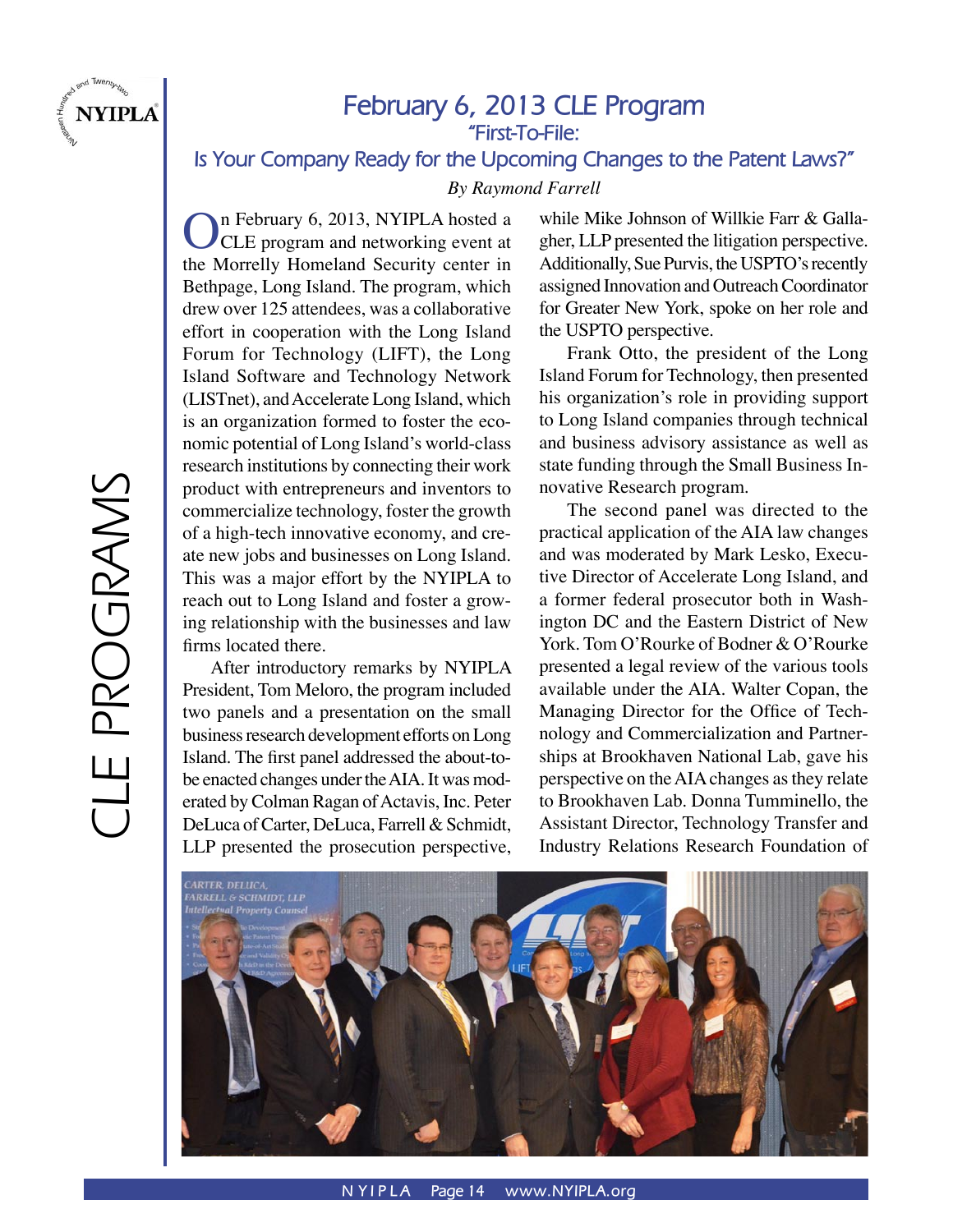# February 6, 2013 CLE Program

## "First-To-File: Is Your Company Ready for the Upcoming Changes to the Patent Laws?"

*By Raymond Farrell*

On February 6, 2013, NYIPLA hosted a CLE program and networking event at the Morrelly Homeland Security center in Bethpage, Long Island. The program, which drew over 125 attendees, was a collaborative effort in cooperation with the Long Island Forum for Technology (LIFT), the Long Island Software and Technology Network (LISTnet), and Accelerate Long Island, which is an organization formed to foster the economic potential of Long Island's world-class research institutions by connecting their work product with entrepreneurs and inventors to commercialize technology, foster the growth of a high-tech innovative economy, and create new jobs and businesses on Long Island. This was a major effort by the NYIPLA to reach out to Long Island and foster a growing relationship with the businesses and law firms located there.

After introductory remarks by NYIPLA President, Tom Meloro, the program included two panels and a presentation on the small business research development efforts on Long Island. The first panel addressed the about-to-be enacted changes under the AIA. It was moderated by Colman Ragan of Actavis, Inc. Peter DeLuca of Carter, DeLuca, Farrell & Schmidt, LLP presented the prosecution perspective, while Mike Johnson of Willkie Farr & Gallagher, LLP presented the litigation perspective. Additionally, Sue Purvis, the USPTO's recently assigned Innovation and Outreach Coordinator for Greater New York, spoke on her role and the USPTO perspective.

Frank Otto, the president of the Long Island Forum for Technology, then presented his organization's role in providing support to Long Island companies through technical and business advisory assistance as well as state funding through the Small Business Innovative Research program.

The second panel was directed to the practical application of the AIA law changes and was moderated by Mark Lesko, Executive Director of Accelerate Long Island, and a former federal prosecutor both in Washington DC and the Eastern District of New York. Tom O'Rourke of Bodner & O'Rourke presented a legal review of the various tools available under the AIA. Walter Copan, the Managing Director for the Office of Technology and Commercialization and Partnerships at Brookhaven National Lab, gave his perspective on the AIA changes as they relate to Brookhaven Lab. Donna Tumminello, the Assistant Director, Technology Transfer and Industry Relations Research Foundation of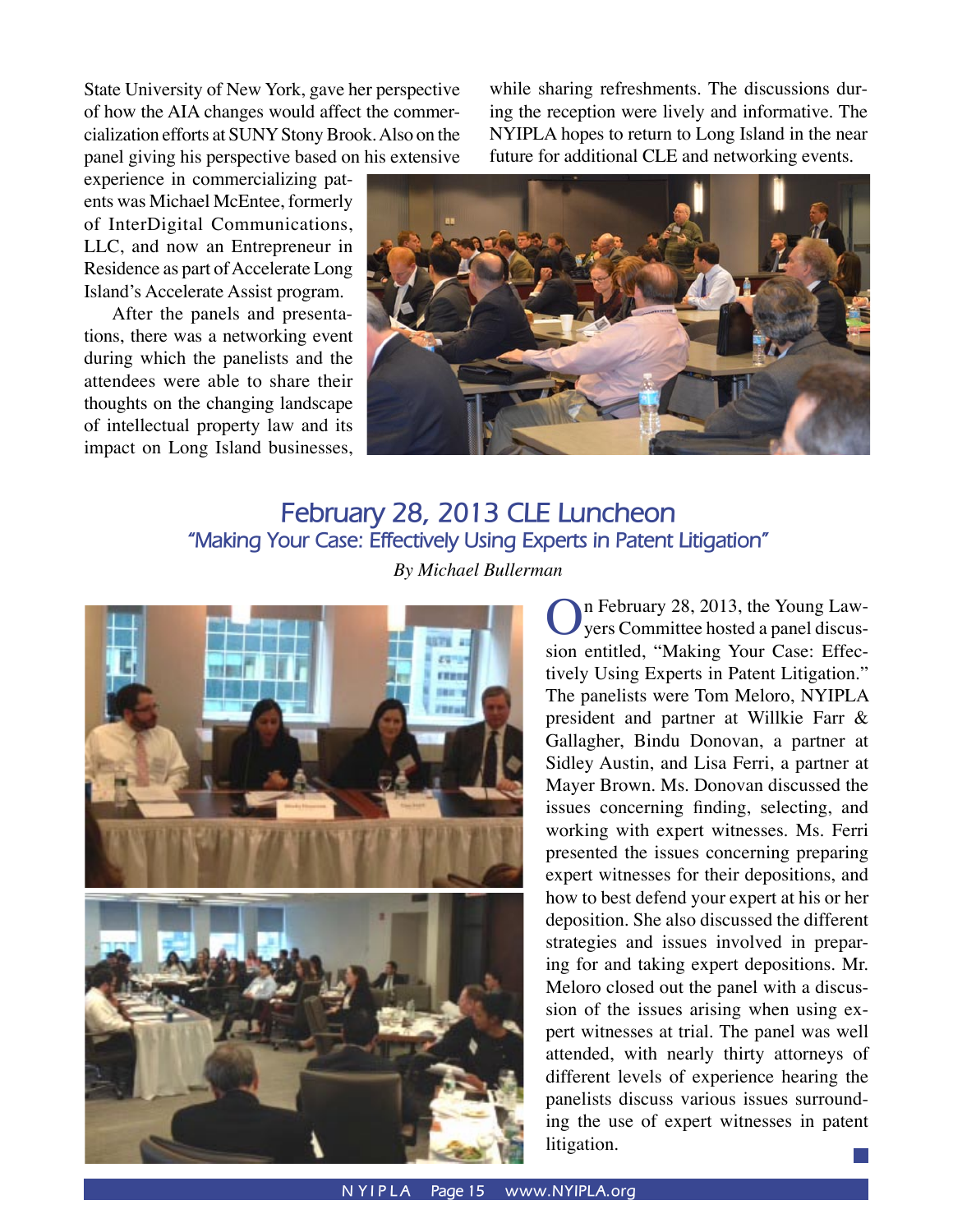State University of New York, gave her perspective of how the AIA changes would affect the commercialization efforts at SUNY Stony Brook. Also on the panel giving his perspective based on his extensive experience in commercializing patents was Michael McEntee, formerly of InterDigital Communications, LLC, and now an Entrepreneur in Residence as part of Accelerate Long Island's Accelerate Assist program.

After the panels and presentations, there was a networking event during which the panelists and the attendees were able to share their thoughts on the changing landscape of intellectual property law and its impact on Long Island businesses, while sharing refreshments. The discussions during the reception were lively and informative. The NYIPLA hopes to return to Long Island in the near future for additional CLE and networking events.

## February 28, 2013 CLE Luncheon

### "Making Your Case: Effectively Using Experts in Patent Litigation"

*By Michael Bullerman*

On February 28, 2013, the Young Lawyers Committee hosted a panel discussion entitled, "Making Your Case: Effectively Using Experts in Patent Litigation." The panelists were Tom Meloro, NYIPLA president and partner at Willkie Farr & Gallagher, Bindu Donovan, a partner at Sidley Austin, and Lisa Ferri, a partner at Mayer Brown. Ms. Donovan discussed the issues concerning finding, selecting, and working with expert witnesses. Ms. Ferri presented the issues concerning preparing expert witnesses for their depositions, and how to best defend your expert at his or her deposition. She also discussed the different strategies and issues involved in preparing for and taking expert depositions. Mr. Meloro closed out the panel with a discussion of the issues arising when using expert witnesses at trial. The panel was well attended, with nearly thirty attorneys of different levels of experience hearing the panelists discuss various issues surrounding the use of expert witnesses in patent litigation.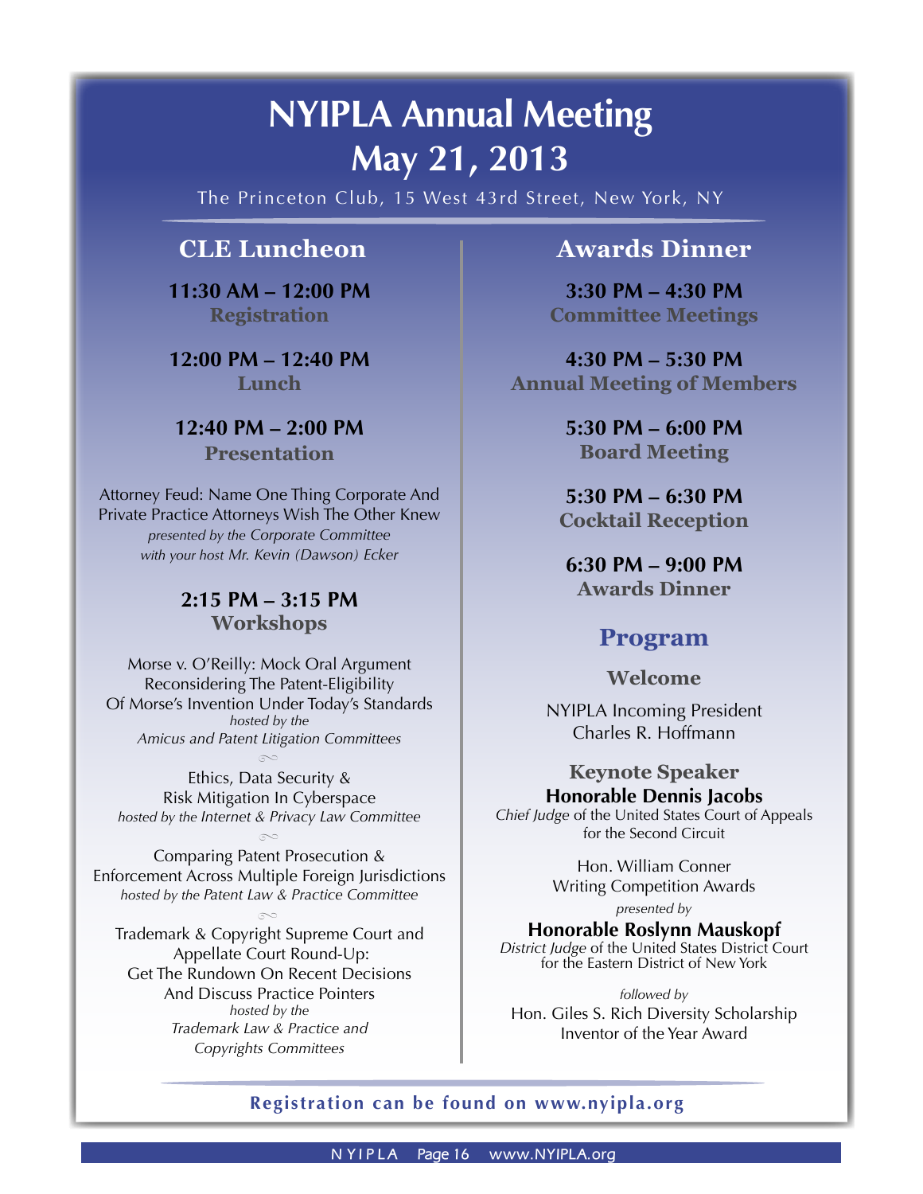# NYIPLA Annual Meeting May 21, 2013

The Princeton Club, 15 West 43rd Street, New York, NY

## CLE Luncheon

**11:30 AM – 12:00 PM**
**Registration**

**12:00 PM – 12:40 PM**
**Lunch**

**12:40 PM – 2:00 PM**
**Presentation**

Attorney Feud: Name One Thing Corporate And Private Practice Attorneys Wish The Other Knew
*presented by the Corporate Committee*
*with your host Mr. Kevin (Dawson) Ecker*

**2:15 PM – 3:15 PM**
**Workshops**

Morse v. O'Reilly: Mock Oral Argument Reconsidering The Patent-Eligibility Of Morse's Invention Under Today's Standards
*hosted by the*
*Amicus and Patent Litigation Committees*

Ethics, Data Security & Risk Mitigation In Cyberspace
*hosted by the Internet & Privacy Law Committee*

Comparing Patent Prosecution & Enforcement Across Multiple Foreign Jurisdictions
*hosted by the Patent Law & Practice Committee*

Trademark & Copyright Supreme Court and Appellate Court Round-Up: Get The Rundown On Recent Decisions And Discuss Practice Pointers
*hosted by the*
*Trademark Law & Practice and Copyrights Committees*

## Awards Dinner

**3:30 PM – 4:30 PM**
**Committee Meetings**

**4:30 PM – 5:30 PM**
**Annual Meeting of Members**

**5:30 PM – 6:00 PM**
**Board Meeting**

**5:30 PM – 6:30 PM**
**Cocktail Reception**

**6:30 PM – 9:00 PM**
**Awards Dinner**

### Program

**Welcome**

NYIPLA Incoming President
Charles R. Hoffmann

**Keynote Speaker**
**Honorable Dennis Jacobs**
*Chief Judge* of the United States Court of Appeals for the Second Circuit

Hon. William Conner
Writing Competition Awards
*presented by*
**Honorable Roslynn Mauskopf**
*District Judge* of the United States District Court for the Eastern District of New York

*followed by*
Hon. Giles S. Rich Diversity Scholarship
Inventor of the Year Award

**Registration can be found on www.nyipla.org**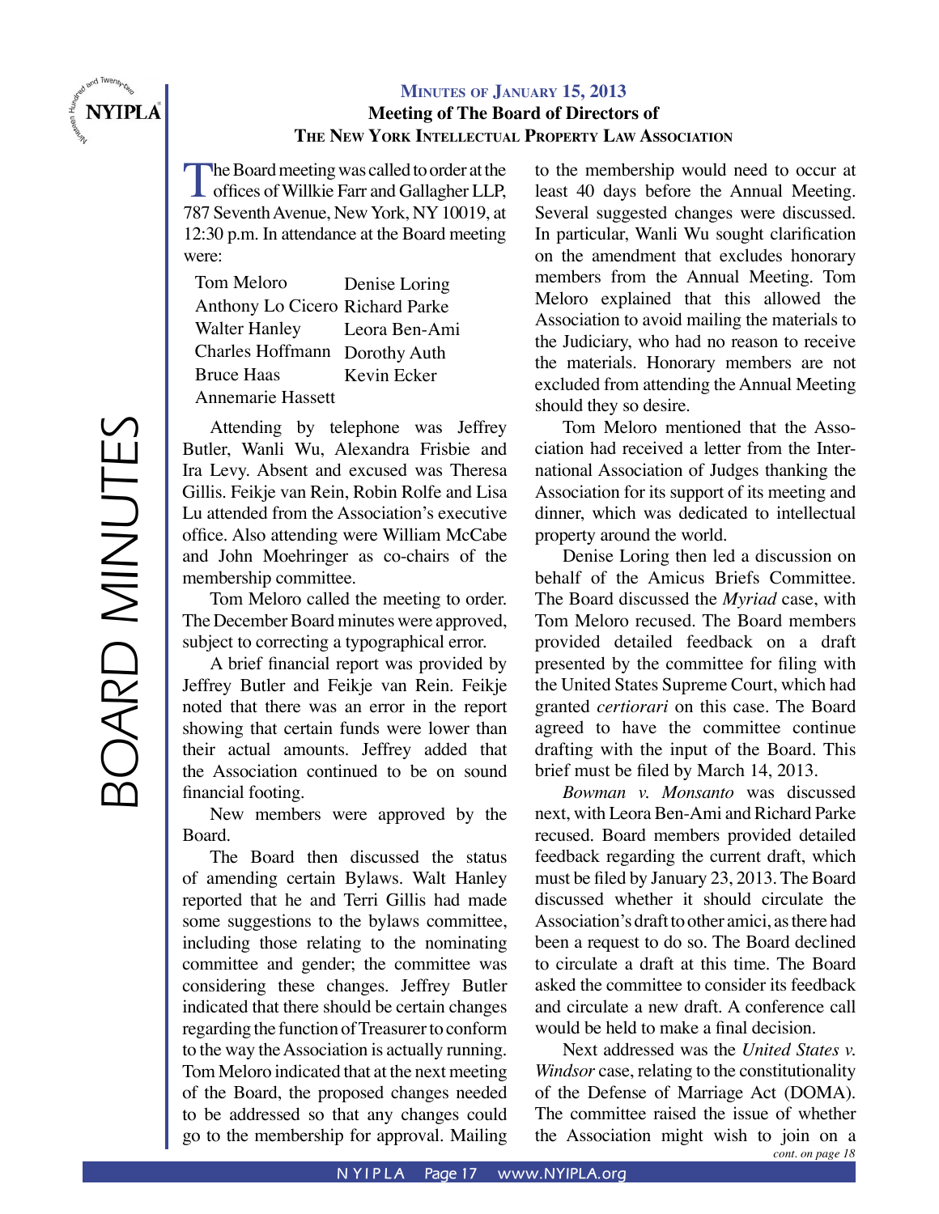## Minutes of January 15, 2013

### Meeting of The Board of Directors of The New York Intellectual Property Law Association

The Board meeting was called to order at the offices of Willkie Farr and Gallagher LLP, 787 Seventh Avenue, New York, NY 10019, at 12:30 p.m. In attendance at the Board meeting were:

| | |
|---|---|
| Tom Meloro | Denise Loring |
| Anthony Lo Cicero | Richard Parke |
| Walter Hanley | Leora Ben-Ami |
| Charles Hoffmann | Dorothy Auth |
| Bruce Haas | Kevin Ecker |
| Annemarie Hassett | |

Attending by telephone was Jeffrey Butler, Wanli Wu, Alexandra Frisbie and Ira Levy. Absent and excused was Theresa Gillis. Feikje van Rein, Robin Rolfe and Lisa Lu attended from the Association's executive office. Also attending were William McCabe and John Moehringer as co-chairs of the membership committee.

Tom Meloro called the meeting to order. The December Board minutes were approved, subject to correcting a typographical error.

A brief financial report was provided by Jeffrey Butler and Feikje van Rein. Feikje noted that there was an error in the report showing that certain funds were lower than their actual amounts. Jeffrey added that the Association continued to be on sound financial footing.

New members were approved by the Board.

The Board then discussed the status of amending certain Bylaws. Walt Hanley reported that he and Terri Gillis had made some suggestions to the bylaws committee, including those relating to the nominating committee and gender; the committee was considering these changes. Jeffrey Butler indicated that there should be certain changes regarding the function of Treasurer to conform to the way the Association is actually running. Tom Meloro indicated that at the next meeting of the Board, the proposed changes needed to be addressed so that any changes could go to the membership for approval. Mailing to the membership would need to occur at least 40 days before the Annual Meeting. Several suggested changes were discussed. In particular, Wanli Wu sought clarification on the amendment that excludes honorary members from the Annual Meeting. Tom Meloro explained that this allowed the Association to avoid mailing the materials to the Judiciary, who had no reason to receive the materials. Honorary members are not excluded from attending the Annual Meeting should they so desire.

Tom Meloro mentioned that the Association had received a letter from the International Association of Judges thanking the Association for its support of its meeting and dinner, which was dedicated to intellectual property around the world.

Denise Loring then led a discussion on behalf of the Amicus Briefs Committee. The Board discussed the *Myriad* case, with Tom Meloro recused. The Board members provided detailed feedback on a draft presented by the committee for filing with the United States Supreme Court, which had granted *certiorari* on this case. The Board agreed to have the committee continue drafting with the input of the Board. This brief must be filed by March 14, 2013.

*Bowman v. Monsanto* was discussed next, with Leora Ben-Ami and Richard Parke recused. Board members provided detailed feedback regarding the current draft, which must be filed by January 23, 2013. The Board discussed whether it should circulate the Association's draft to other amici, as there had been a request to do so. The Board declined to circulate a draft at this time. The Board asked the committee to consider its feedback and circulate a new draft. A conference call would be held to make a final decision.

Next addressed was the *United States v. Windsor* case, relating to the constitutionality of the Defense of Marriage Act (DOMA). The committee raised the issue of whether the Association might wish to join on a

*cont. on page 18*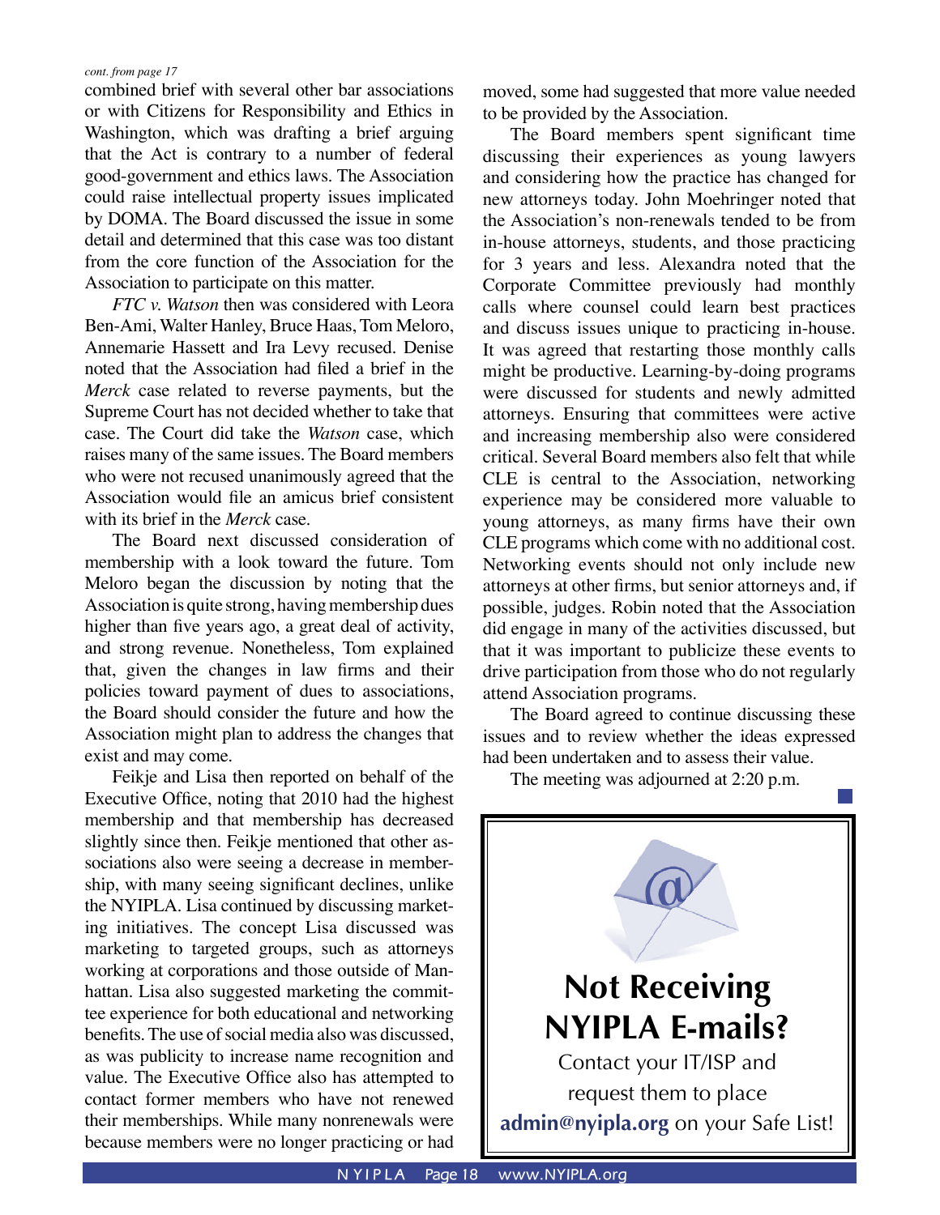*cont. from page 17*

combined brief with several other bar associations or with Citizens for Responsibility and Ethics in Washington, which was drafting a brief arguing that the Act is contrary to a number of federal good-government and ethics laws. The Association could raise intellectual property issues implicated by DOMA. The Board discussed the issue in some detail and determined that this case was too distant from the core function of the Association for the Association to participate on this matter.

*FTC v. Watson* then was considered with Leora Ben-Ami, Walter Hanley, Bruce Haas, Tom Meloro, Annemarie Hassett and Ira Levy recused. Denise noted that the Association had filed a brief in the *Merck* case related to reverse payments, but the Supreme Court has not decided whether to take that case. The Court did take the *Watson* case, which raises many of the same issues. The Board members who were not recused unanimously agreed that the Association would file an amicus brief consistent with its brief in the *Merck* case.

The Board next discussed consideration of membership with a look toward the future. Tom Meloro began the discussion by noting that the Association is quite strong, having membership dues higher than five years ago, a great deal of activity, and strong revenue. Nonetheless, Tom explained that, given the changes in law firms and their policies toward payment of dues to associations, the Board should consider the future and how the Association might plan to address the changes that exist and may come.

Feikje and Lisa then reported on behalf of the Executive Office, noting that 2010 had the highest membership and that membership has decreased slightly since then. Feikje mentioned that other associations also were seeing a decrease in membership, with many seeing significant declines, unlike the NYIPLA. Lisa continued by discussing marketing initiatives. The concept Lisa discussed was marketing to targeted groups, such as attorneys working at corporations and those outside of Manhattan. Lisa also suggested marketing the committee experience for both educational and networking benefits. The use of social media also was discussed, as was publicity to increase name recognition and value. The Executive Office also has attempted to contact former members who have not renewed their memberships. While many nonrenewals were because members were no longer practicing or had moved, some had suggested that more value needed to be provided by the Association.

The Board members spent significant time discussing their experiences as young lawyers and considering how the practice has changed for new attorneys today. John Moehringer noted that the Association's non-renewals tended to be from in-house attorneys, students, and those practicing for 3 years and less. Alexandra noted that the Corporate Committee previously had monthly calls where counsel could learn best practices and discuss issues unique to practicing in-house. It was agreed that restarting those monthly calls might be productive. Learning-by-doing programs were discussed for students and newly admitted attorneys. Ensuring that committees were active and increasing membership also were considered critical. Several Board members also felt that while CLE is central to the Association, networking experience may be considered more valuable to young attorneys, as many firms have their own CLE programs which come with no additional cost. Networking events should not only include new attorneys at other firms, but senior attorneys and, if possible, judges. Robin noted that the Association did engage in many of the activities discussed, but that it was important to publicize these events to drive participation from those who do not regularly attend Association programs.

The Board agreed to continue discussing these issues and to review whether the ideas expressed had been undertaken and to assess their value.

The meeting was adjourned at 2:20 p.m.

**Not Receiving NYIPLA E-mails?**

Contact your IT/ISP and request them to place **admin@nyipla.org** on your Safe List!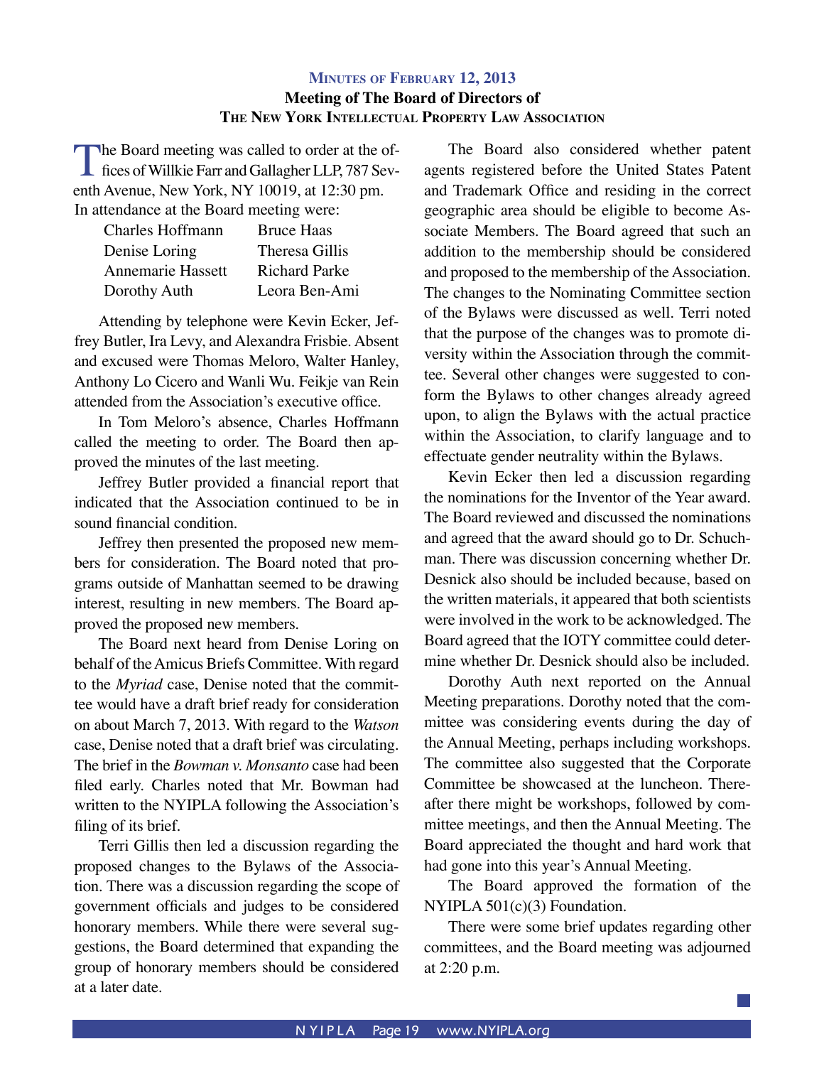## Minutes of February 12, 2013

### Meeting of The Board of Directors of The New York Intellectual Property Law Association

The Board meeting was called to order at the offices of Willkie Farr and Gallagher LLP, 787 Seventh Avenue, New York, NY 10019, at 12:30 pm. In attendance at the Board meeting were:

| | |
|---|---|
| Charles Hoffmann | Bruce Haas |
| Denise Loring | Theresa Gillis |
| Annemarie Hassett | Richard Parke |
| Dorothy Auth | Leora Ben-Ami |

Attending by telephone were Kevin Ecker, Jeffrey Butler, Ira Levy, and Alexandra Frisbie. Absent and excused were Thomas Meloro, Walter Hanley, Anthony Lo Cicero and Wanli Wu. Feikje van Rein attended from the Association's executive office.

In Tom Meloro's absence, Charles Hoffmann called the meeting to order. The Board then approved the minutes of the last meeting.

Jeffrey Butler provided a financial report that indicated that the Association continued to be in sound financial condition.

Jeffrey then presented the proposed new members for consideration. The Board noted that programs outside of Manhattan seemed to be drawing interest, resulting in new members. The Board approved the proposed new members.

The Board next heard from Denise Loring on behalf of the Amicus Briefs Committee. With regard to the *Myriad* case, Denise noted that the committee would have a draft brief ready for consideration on about March 7, 2013. With regard to the *Watson* case, Denise noted that a draft brief was circulating. The brief in the *Bowman v. Monsanto* case had been filed early. Charles noted that Mr. Bowman had written to the NYIPLA following the Association's filing of its brief.

Terri Gillis then led a discussion regarding the proposed changes to the Bylaws of the Association. There was a discussion regarding the scope of government officials and judges to be considered honorary members. While there were several suggestions, the Board determined that expanding the group of honorary members should be considered at a later date.

The Board also considered whether patent agents registered before the United States Patent and Trademark Office and residing in the correct geographic area should be eligible to become Associate Members. The Board agreed that such an addition to the membership should be considered and proposed to the membership of the Association. The changes to the Nominating Committee section of the Bylaws were discussed as well. Terri noted that the purpose of the changes was to promote diversity within the Association through the committee. Several other changes were suggested to conform the Bylaws to other changes already agreed upon, to align the Bylaws with the actual practice within the Association, to clarify language and to effectuate gender neutrality within the Bylaws.

Kevin Ecker then led a discussion regarding the nominations for the Inventor of the Year award. The Board reviewed and discussed the nominations and agreed that the award should go to Dr. Schuchman. There was discussion concerning whether Dr. Desnick also should be included because, based on the written materials, it appeared that both scientists were involved in the work to be acknowledged. The Board agreed that the IOTY committee could determine whether Dr. Desnick should also be included.

Dorothy Auth next reported on the Annual Meeting preparations. Dorothy noted that the committee was considering events during the day of the Annual Meeting, perhaps including workshops. The committee also suggested that the Corporate Committee be showcased at the luncheon. Thereafter there might be workshops, followed by committee meetings, and then the Annual Meeting. The Board appreciated the thought and hard work that had gone into this year's Annual Meeting.

The Board approved the formation of the NYIPLA 501(c)(3) Foundation.

There were some brief updates regarding other committees, and the Board meeting was adjourned at 2:20 p.m.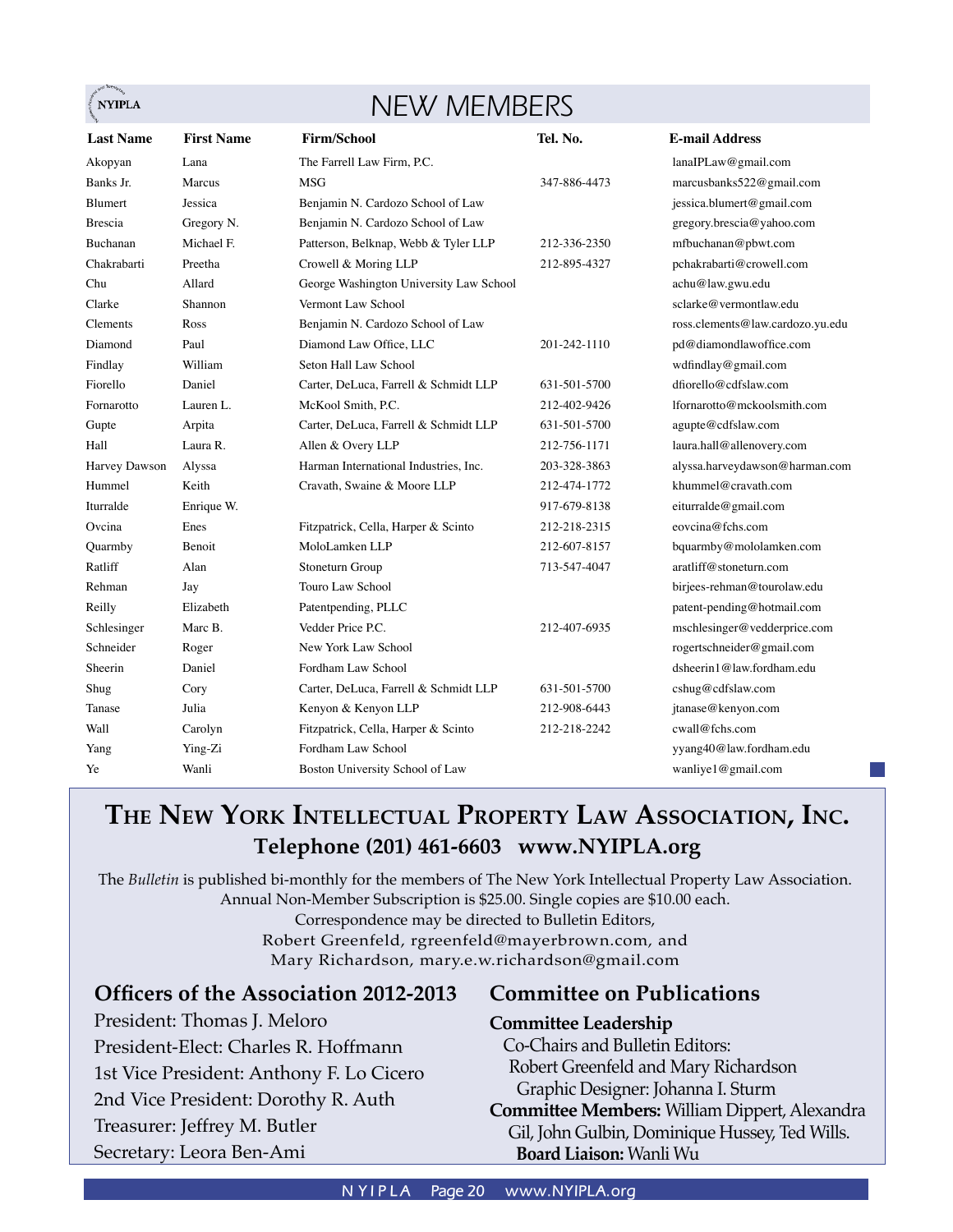# NEW MEMBERS

| Last Name | First Name | Firm/School | Tel. No. | E-mail Address |
|---|---|---|---|---|
| Akopyan | Lana | The Farrell Law Firm, P.C. | | lanaIPLaw@gmail.com |
| Banks Jr. | Marcus | MSG | 347-886-4473 | marcusbanks522@gmail.com |
| Blumert | Jessica | Benjamin N. Cardozo School of Law | | jessica.blumert@gmail.com |
| Brescia | Gregory N. | Benjamin N. Cardozo School of Law | | gregory.brescia@yahoo.com |
| Buchanan | Michael F. | Patterson, Belknap, Webb & Tyler LLP | 212-336-2350 | mfbuchanan@pbwt.com |
| Chakrabarti | Preetha | Crowell & Moring LLP | 212-895-4327 | pchakrabarti@crowell.com |
| Chu | Allard | George Washington University Law School | | achu@law.gwu.edu |
| Clarke | Shannon | Vermont Law School | | sclarke@vermontlaw.edu |
| Clements | Ross | Benjamin N. Cardozo School of Law | | ross.clements@law.cardozo.yu.edu |
| Diamond | Paul | Diamond Law Office, LLC | 201-242-1110 | pd@diamondlawoffice.com |
| Findlay | William | Seton Hall Law School | | wdfindlay@gmail.com |
| Fiorello | Daniel | Carter, DeLuca, Farrell & Schmidt LLP | 631-501-5700 | dfiorello@cdfslaw.com |
| Fornarotto | Lauren L. | McKool Smith, P.C. | 212-402-9426 | lfornarotto@mckoolsmith.com |
| Gupte | Arpita | Carter, DeLuca, Farrell & Schmidt LLP | 631-501-5700 | agupte@cdfslaw.com |
| Hall | Laura R. | Allen & Overy LLP | 212-756-1171 | laura.hall@allenovery.com |
| Harvey Dawson | Alyssa | Harman International Industries, Inc. | 203-328-3863 | alyssa.harveydawson@harman.com |
| Hummel | Keith | Cravath, Swaine & Moore LLP | 212-474-1772 | khummel@cravath.com |
| Iturralde | Enrique W. | | 917-679-8138 | eiturralde@gmail.com |
| Ovcina | Enes | Fitzpatrick, Cella, Harper & Scinto | 212-218-2315 | eovcina@fchs.com |
| Quarmby | Benoit | MoloLamken LLP | 212-607-8157 | bquarmby@mololamken.com |
| Ratliff | Alan | Stoneturn Group | 713-547-4047 | aratliff@stoneturn.com |
| Rehman | Jay | Touro Law School | | birjees-rehman@tourolaw.edu |
| Reilly | Elizabeth | Patentpending, PLLC | | patent-pending@hotmail.com |
| Schlesinger | Marc B. | Vedder Price P.C. | 212-407-6935 | mschlesinger@vedderprice.com |
| Schneider | Roger | New York Law School | | rogertschneider@gmail.com |
| Sheerin | Daniel | Fordham Law School | | dsheerin1@law.fordham.edu |
| Shug | Cory | Carter, DeLuca, Farrell & Schmidt LLP | 631-501-5700 | cshug@cdfslaw.com |
| Tanase | Julia | Kenyon & Kenyon LLP | 212-908-6443 | jtanase@kenyon.com |
| Wall | Carolyn | Fitzpatrick, Cella, Harper & Scinto | 212-218-2242 | cwall@fchs.com |
| Yang | Ying-Zi | Fordham Law School | | yyang40@law.fordham.edu |
| Ye | Wanli | Boston University School of Law | | wanliye1@gmail.com |

## The New York Intellectual Property Law Association, Inc.

**Telephone (201) 461-6603 www.NYIPLA.org**

The *Bulletin* is published bi-monthly for the members of The New York Intellectual Property Law Association.
Annual Non-Member Subscription is $25.00. Single copies are $10.00 each.
Correspondence may be directed to Bulletin Editors,
Robert Greenfeld, rgreenfeld@mayerbrown.com, and
Mary Richardson, mary.e.w.richardson@gmail.com

### Officers of the Association 2012-2013

President: Thomas J. Meloro
President-Elect: Charles R. Hoffmann
1st Vice President: Anthony F. Lo Cicero
2nd Vice President: Dorothy R. Auth
Treasurer: Jeffrey M. Butler
Secretary: Leora Ben-Ami

### Committee on Publications

**Committee Leadership**
Co-Chairs and Bulletin Editors:
Robert Greenfeld and Mary Richardson
Graphic Designer: Johanna I. Sturm
**Committee Members:** William Dippert, Alexandra Gil, John Gulbin, Dominique Hussey, Ted Wills.
**Board Liaison:** Wanli Wu